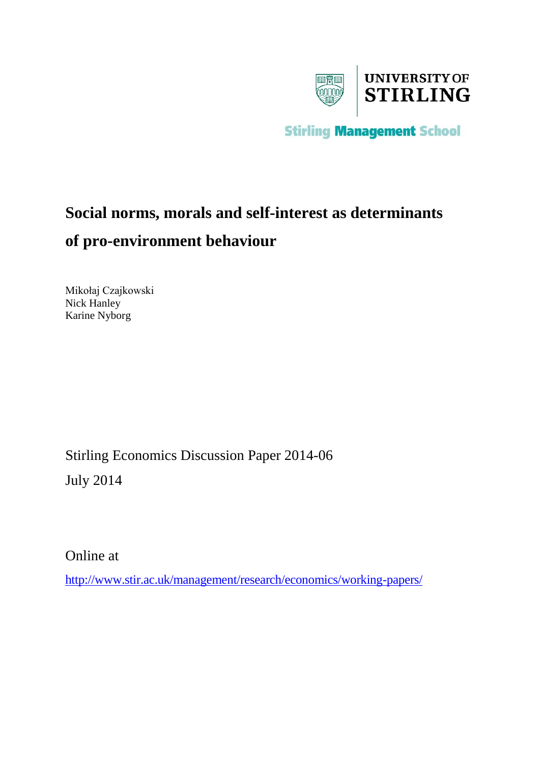UNIVERSITY OF STIRLING

Stirling Management School

# Social norms, morals and self-interest as determinants of pro-environment behaviour

Mikołaj Czajkowski
Nick Hanley
Karine Nyborg

Stirling Economics Discussion Paper 2014-06
July 2014

Online at

http://www.stir.ac.uk/management/research/economics/working-papers/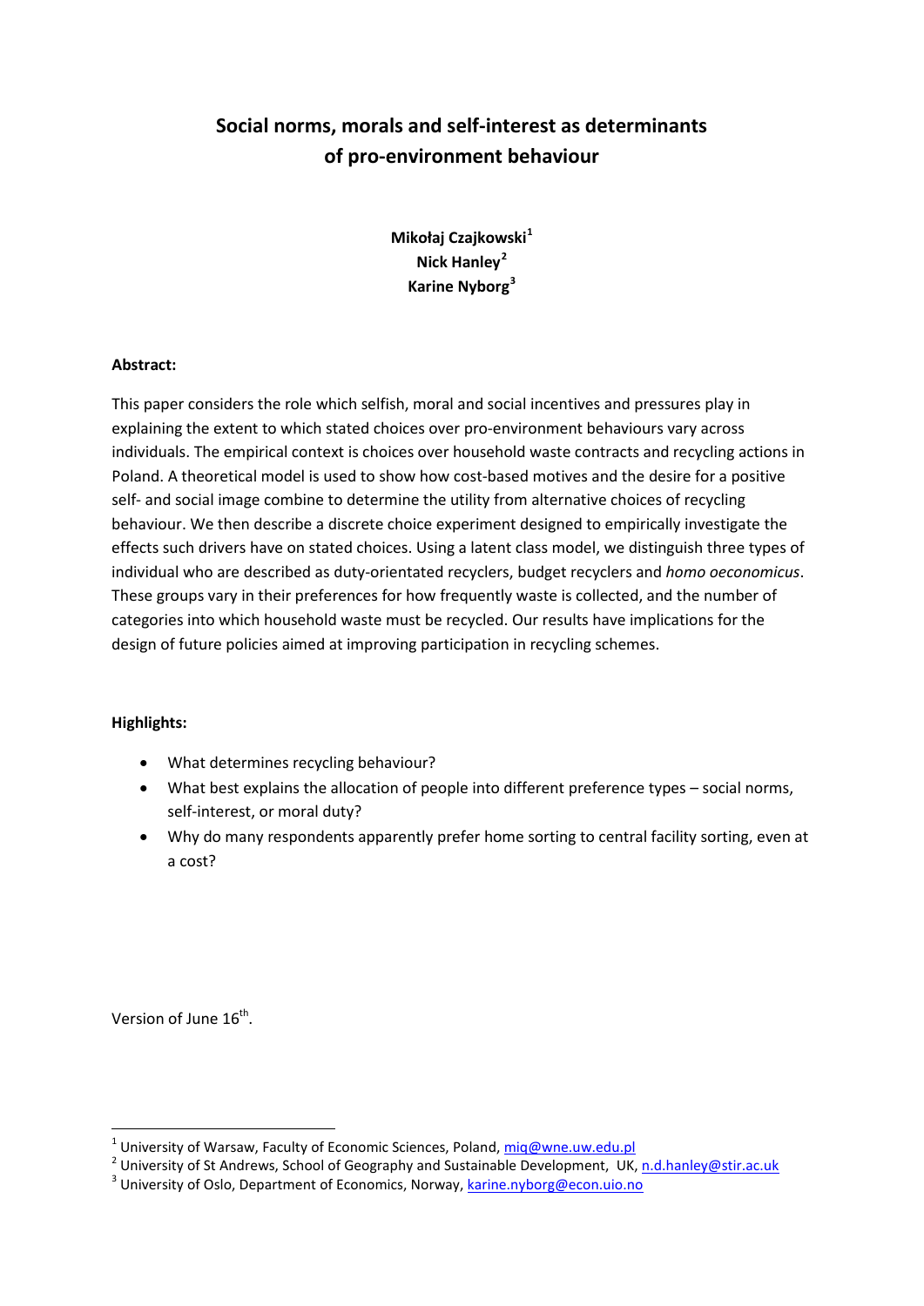# Social norms, morals and self-interest as determinants of pro-environment behaviour

**Mikołaj Czajkowski[1]**
**Nick Hanley[2]**
**Karine Nyborg[3]**

**Abstract:**

This paper considers the role which selfish, moral and social incentives and pressures play in explaining the extent to which stated choices over pro-environment behaviours vary across individuals. The empirical context is choices over household waste contracts and recycling actions in Poland. A theoretical model is used to show how cost-based motives and the desire for a positive self- and social image combine to determine the utility from alternative choices of recycling behaviour. We then describe a discrete choice experiment designed to empirically investigate the effects such drivers have on stated choices. Using a latent class model, we distinguish three types of individual who are described as duty-orientated recyclers, budget recyclers and *homo oeconomicus*. These groups vary in their preferences for how frequently waste is collected, and the number of categories into which household waste must be recycled. Our results have implications for the design of future policies aimed at improving participation in recycling schemes.

**Highlights:**

- What determines recycling behaviour?
- What best explains the allocation of people into different preference types – social norms, self-interest, or moral duty?
- Why do many respondents apparently prefer home sorting to central facility sorting, even at a cost?

Version of June 16th.

[1] University of Warsaw, Faculty of Economic Sciences, Poland, miq@wne.uw.edu.pl
[2] University of St Andrews, School of Geography and Sustainable Development, UK, n.d.hanley@stir.ac.uk
[3] University of Oslo, Department of Economics, Norway, karine.nyborg@econ.uio.no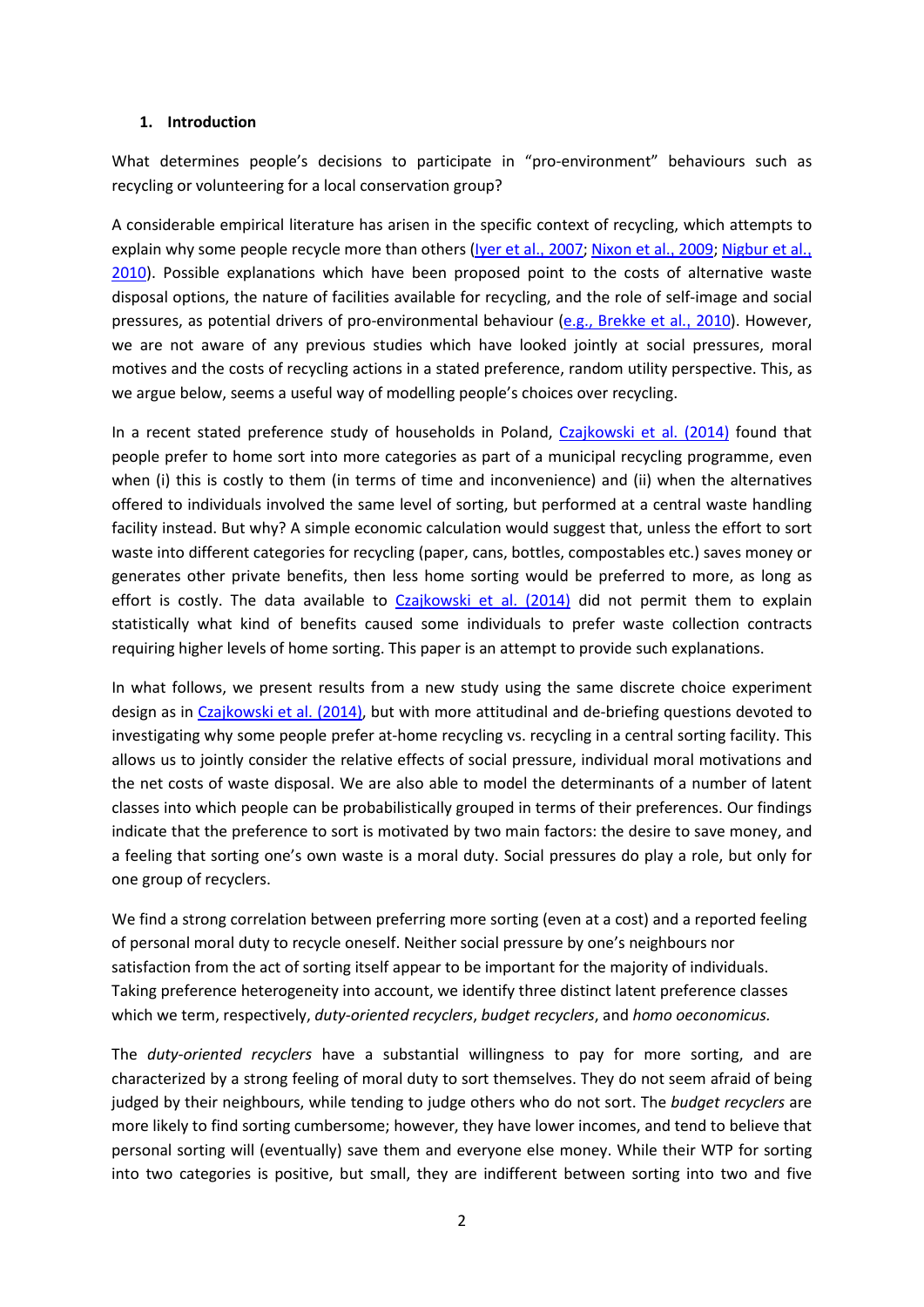## 1. Introduction

What determines people's decisions to participate in "pro-environment" behaviours such as recycling or volunteering for a local conservation group?

A considerable empirical literature has arisen in the specific context of recycling, which attempts to explain why some people recycle more than others (Iyer et al., 2007; Nixon et al., 2009; Nigbur et al., 2010). Possible explanations which have been proposed point to the costs of alternative waste disposal options, the nature of facilities available for recycling, and the role of self-image and social pressures, as potential drivers of pro-environmental behaviour (e.g., Brekke et al., 2010). However, we are not aware of any previous studies which have looked jointly at social pressures, moral motives and the costs of recycling actions in a stated preference, random utility perspective. This, as we argue below, seems a useful way of modelling people's choices over recycling.

In a recent stated preference study of households in Poland, Czajkowski et al. (2014) found that people prefer to home sort into more categories as part of a municipal recycling programme, even when (i) this is costly to them (in terms of time and inconvenience) and (ii) when the alternatives offered to individuals involved the same level of sorting, but performed at a central waste handling facility instead. But why? A simple economic calculation would suggest that, unless the effort to sort waste into different categories for recycling (paper, cans, bottles, compostables etc.) saves money or generates other private benefits, then less home sorting would be preferred to more, as long as effort is costly. The data available to Czajkowski et al. (2014) did not permit them to explain statistically what kind of benefits caused some individuals to prefer waste collection contracts requiring higher levels of home sorting. This paper is an attempt to provide such explanations.

In what follows, we present results from a new study using the same discrete choice experiment design as in Czajkowski et al. (2014), but with more attitudinal and de-briefing questions devoted to investigating why some people prefer at-home recycling vs. recycling in a central sorting facility. This allows us to jointly consider the relative effects of social pressure, individual moral motivations and the net costs of waste disposal. We are also able to model the determinants of a number of latent classes into which people can be probabilistically grouped in terms of their preferences. Our findings indicate that the preference to sort is motivated by two main factors: the desire to save money, and a feeling that sorting one's own waste is a moral duty. Social pressures do play a role, but only for one group of recyclers.

We find a strong correlation between preferring more sorting (even at a cost) and a reported feeling of personal moral duty to recycle oneself. Neither social pressure by one's neighbours nor satisfaction from the act of sorting itself appear to be important for the majority of individuals. Taking preference heterogeneity into account, we identify three distinct latent preference classes which we term, respectively, *duty-oriented recyclers*, *budget recyclers*, and *homo oeconomicus.*

The *duty-oriented recyclers* have a substantial willingness to pay for more sorting, and are characterized by a strong feeling of moral duty to sort themselves. They do not seem afraid of being judged by their neighbours, while tending to judge others who do not sort. The *budget recyclers* are more likely to find sorting cumbersome; however, they have lower incomes, and tend to believe that personal sorting will (eventually) save them and everyone else money. While their WTP for sorting into two categories is positive, but small, they are indifferent between sorting into two and five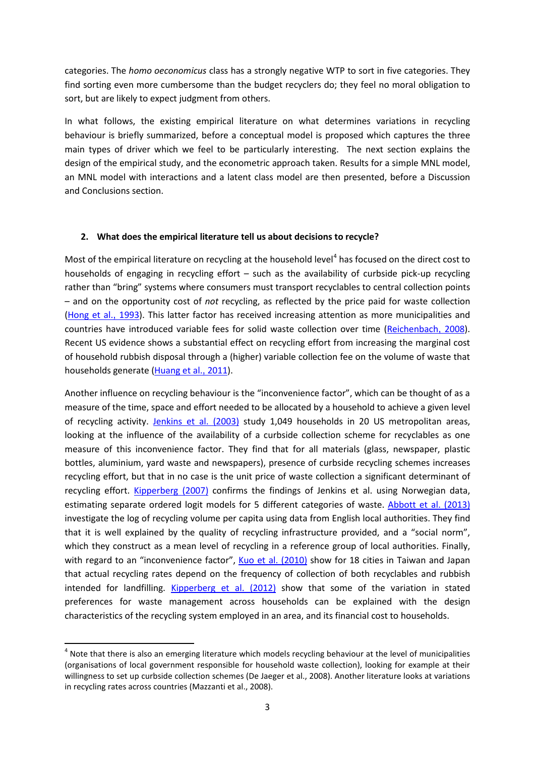categories. The *homo oeconomicus* class has a strongly negative WTP to sort in five categories. They find sorting even more cumbersome than the budget recyclers do; they feel no moral obligation to sort, but are likely to expect judgment from others.

In what follows, the existing empirical literature on what determines variations in recycling behaviour is briefly summarized, before a conceptual model is proposed which captures the three main types of driver which we feel to be particularly interesting. The next section explains the design of the empirical study, and the econometric approach taken. Results for a simple MNL model, an MNL model with interactions and a latent class model are then presented, before a Discussion and Conclusions section.

## 2. What does the empirical literature tell us about decisions to recycle?

Most of the empirical literature on recycling at the household level[4] has focused on the direct cost to households of engaging in recycling effort – such as the availability of curbside pick-up recycling rather than "bring" systems where consumers must transport recyclables to central collection points – and on the opportunity cost of *not* recycling, as reflected by the price paid for waste collection (Hong et al., 1993). This latter factor has received increasing attention as more municipalities and countries have introduced variable fees for solid waste collection over time (Reichenbach, 2008). Recent US evidence shows a substantial effect on recycling effort from increasing the marginal cost of household rubbish disposal through a (higher) variable collection fee on the volume of waste that households generate (Huang et al., 2011).

Another influence on recycling behaviour is the "inconvenience factor", which can be thought of as a measure of the time, space and effort needed to be allocated by a household to achieve a given level of recycling activity. Jenkins et al. (2003) study 1,049 households in 20 US metropolitan areas, looking at the influence of the availability of a curbside collection scheme for recyclables as one measure of this inconvenience factor. They find that for all materials (glass, newspaper, plastic bottles, aluminium, yard waste and newspapers), presence of curbside recycling schemes increases recycling effort, but that in no case is the unit price of waste collection a significant determinant of recycling effort. Kipperberg (2007) confirms the findings of Jenkins et al. using Norwegian data, estimating separate ordered logit models for 5 different categories of waste. Abbott et al. (2013) investigate the log of recycling volume per capita using data from English local authorities. They find that it is well explained by the quality of recycling infrastructure provided, and a "social norm", which they construct as a mean level of recycling in a reference group of local authorities. Finally, with regard to an "inconvenience factor", Kuo et al. (2010) show for 18 cities in Taiwan and Japan that actual recycling rates depend on the frequency of collection of both recyclables and rubbish intended for landfilling. Kipperberg et al. (2012) show that some of the variation in stated preferences for waste management across households can be explained with the design characteristics of the recycling system employed in an area, and its financial cost to households.

[4] Note that there is also an emerging literature which models recycling behaviour at the level of municipalities (organisations of local government responsible for household waste collection), looking for example at their willingness to set up curbside collection schemes (De Jaeger et al., 2008). Another literature looks at variations in recycling rates across countries (Mazzanti et al., 2008).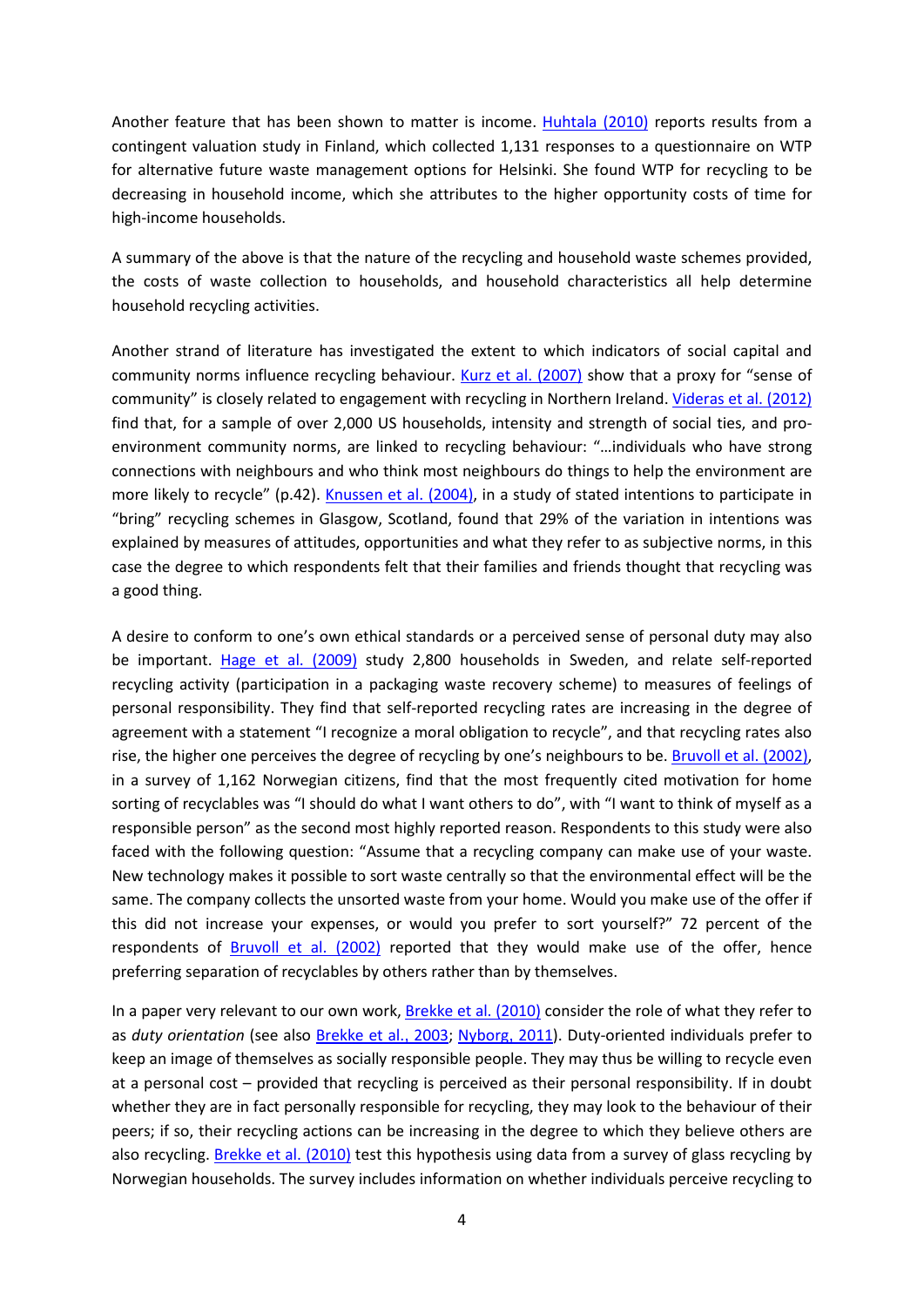Another feature that has been shown to matter is income. Huhtala (2010) reports results from a contingent valuation study in Finland, which collected 1,131 responses to a questionnaire on WTP for alternative future waste management options for Helsinki. She found WTP for recycling to be decreasing in household income, which she attributes to the higher opportunity costs of time for high-income households.

A summary of the above is that the nature of the recycling and household waste schemes provided, the costs of waste collection to households, and household characteristics all help determine household recycling activities.

Another strand of literature has investigated the extent to which indicators of social capital and community norms influence recycling behaviour. Kurz et al. (2007) show that a proxy for "sense of community" is closely related to engagement with recycling in Northern Ireland. Videras et al. (2012) find that, for a sample of over 2,000 US households, intensity and strength of social ties, and pro-environment community norms, are linked to recycling behaviour: "…individuals who have strong connections with neighbours and who think most neighbours do things to help the environment are more likely to recycle" (p.42). Knussen et al. (2004), in a study of stated intentions to participate in "bring" recycling schemes in Glasgow, Scotland, found that 29% of the variation in intentions was explained by measures of attitudes, opportunities and what they refer to as subjective norms, in this case the degree to which respondents felt that their families and friends thought that recycling was a good thing.

A desire to conform to one's own ethical standards or a perceived sense of personal duty may also be important. Hage et al. (2009) study 2,800 households in Sweden, and relate self-reported recycling activity (participation in a packaging waste recovery scheme) to measures of feelings of personal responsibility. They find that self-reported recycling rates are increasing in the degree of agreement with a statement "I recognize a moral obligation to recycle", and that recycling rates also rise, the higher one perceives the degree of recycling by one's neighbours to be. Bruvoll et al. (2002), in a survey of 1,162 Norwegian citizens, find that the most frequently cited motivation for home sorting of recyclables was "I should do what I want others to do", with "I want to think of myself as a responsible person" as the second most highly reported reason. Respondents to this study were also faced with the following question: "Assume that a recycling company can make use of your waste. New technology makes it possible to sort waste centrally so that the environmental effect will be the same. The company collects the unsorted waste from your home. Would you make use of the offer if this did not increase your expenses, or would you prefer to sort yourself?" 72 percent of the respondents of Bruvoll et al. (2002) reported that they would make use of the offer, hence preferring separation of recyclables by others rather than by themselves.

In a paper very relevant to our own work, Brekke et al. (2010) consider the role of what they refer to as *duty orientation* (see also Brekke et al., 2003; Nyborg, 2011). Duty-oriented individuals prefer to keep an image of themselves as socially responsible people. They may thus be willing to recycle even at a personal cost – provided that recycling is perceived as their personal responsibility. If in doubt whether they are in fact personally responsible for recycling, they may look to the behaviour of their peers; if so, their recycling actions can be increasing in the degree to which they believe others are also recycling. Brekke et al. (2010) test this hypothesis using data from a survey of glass recycling by Norwegian households. The survey includes information on whether individuals perceive recycling to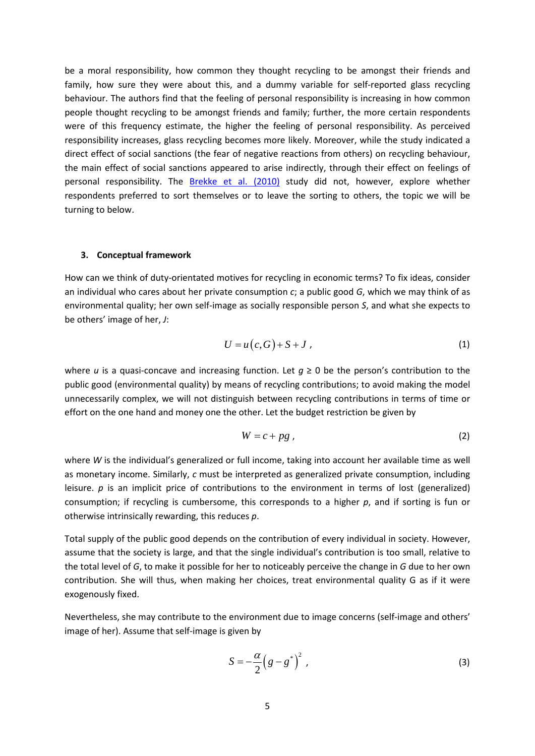be a moral responsibility, how common they thought recycling to be amongst their friends and family, how sure they were about this, and a dummy variable for self-reported glass recycling behaviour. The authors find that the feeling of personal responsibility is increasing in how common people thought recycling to be amongst friends and family; further, the more certain respondents were of this frequency estimate, the higher the feeling of personal responsibility. As perceived responsibility increases, glass recycling becomes more likely. Moreover, while the study indicated a direct effect of social sanctions (the fear of negative reactions from others) on recycling behaviour, the main effect of social sanctions appeared to arise indirectly, through their effect on feelings of personal responsibility. The Brekke et al. (2010) study did not, however, explore whether respondents preferred to sort themselves or to leave the sorting to others, the topic we will be turning to below.

### 3. Conceptual framework

How can we think of duty-orientated motives for recycling in economic terms? To fix ideas, consider an individual who cares about her private consumption $c$; a public good $G$, which we may think of as environmental quality; her own self-image as socially responsible person $S$, and what she expects to be others' image of her, $J$:

$$U = u(c,G) + S + J \,, \tag{1}$$

where $u$ is a quasi-concave and increasing function. Let $g \geq 0$ be the person's contribution to the public good (environmental quality) by means of recycling contributions; to avoid making the model unnecessarily complex, we will not distinguish between recycling contributions in terms of time or effort on the one hand and money one the other. Let the budget restriction be given by

$$W = c + pg \,, \tag{2}$$

where $W$ is the individual's generalized or full income, taking into account her available time as well as monetary income. Similarly, $c$ must be interpreted as generalized private consumption, including leisure. $p$ is an implicit price of contributions to the environment in terms of lost (generalized) consumption; if recycling is cumbersome, this corresponds to a higher $p$, and if sorting is fun or otherwise intrinsically rewarding, this reduces $p$.

Total supply of the public good depends on the contribution of every individual in society. However, assume that the society is large, and that the single individual's contribution is too small, relative to the total level of $G$, to make it possible for her to noticeably perceive the change in $G$ due to her own contribution. She will thus, when making her choices, treat environmental quality G as if it were exogenously fixed.

Nevertheless, she may contribute to the environment due to image concerns (self-image and others' image of her). Assume that self-image is given by

$$S = -\frac{\alpha}{2}\left(g - g^*\right)^2 \,, \tag{3}$$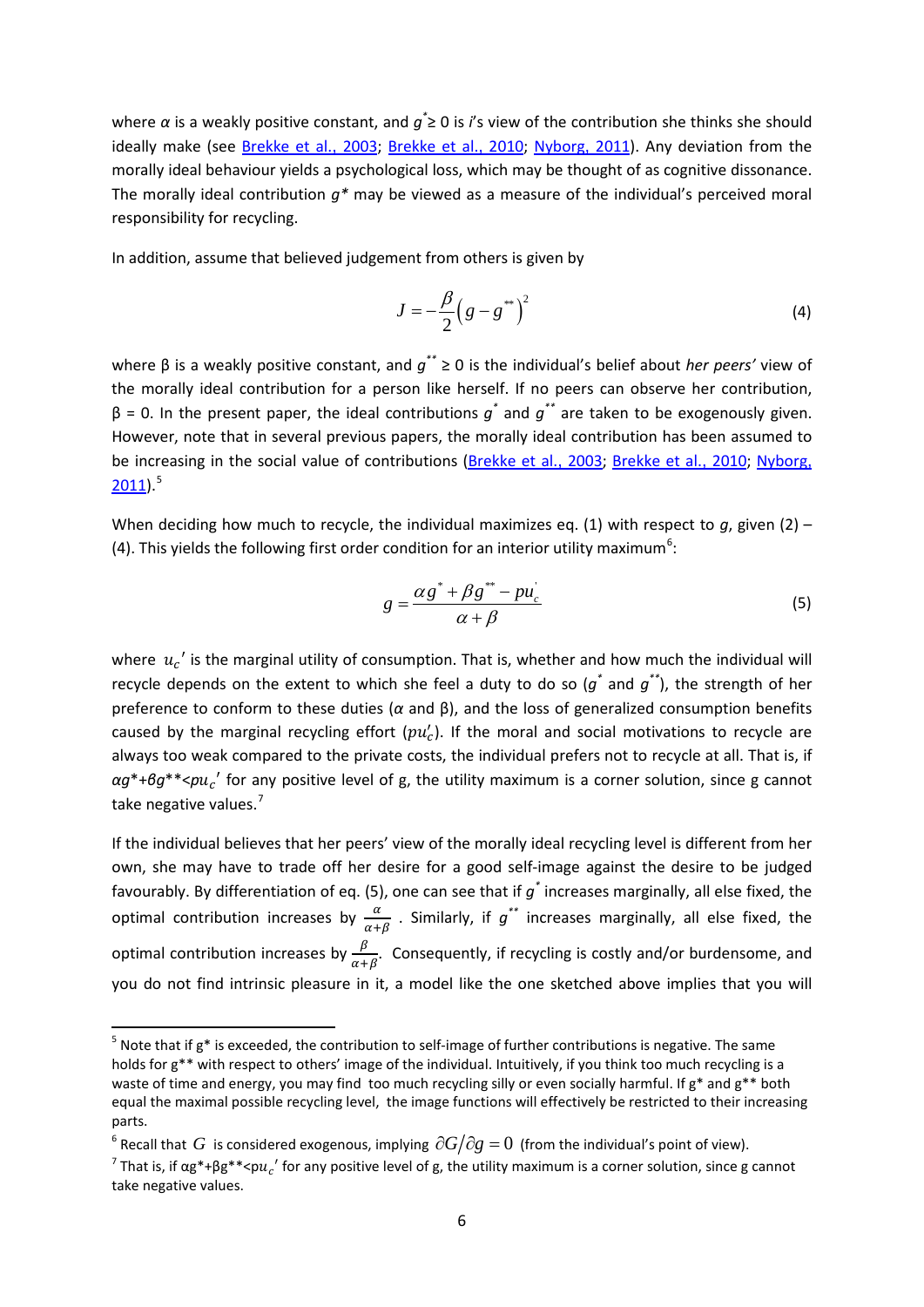where $\alpha$ is a weakly positive constant, and $g^* \geq 0$ is *i*'s view of the contribution she thinks she should ideally make (see Brekke et al., 2003; Brekke et al., 2010; Nyborg, 2011). Any deviation from the morally ideal behaviour yields a psychological loss, which may be thought of as cognitive dissonance. The morally ideal contribution $g^*$ may be viewed as a measure of the individual's perceived moral responsibility for recycling.

In addition, assume that believed judgement from others is given by

$$J = -\frac{\beta}{2}\left(g - g^{**}\right)^2 \tag{4}$$

where β is a weakly positive constant, and $g^{**} \geq 0$ is the individual's belief about *her peers'* view of the morally ideal contribution for a person like herself. If no peers can observe her contribution, $\beta = 0$. In the present paper, the ideal contributions $g^*$ and $g^{**}$ are taken to be exogenously given. However, note that in several previous papers, the morally ideal contribution has been assumed to be increasing in the social value of contributions (Brekke et al., 2003; Brekke et al., 2010; Nyborg, 2011).[5]

When deciding how much to recycle, the individual maximizes eq. (1) with respect to *g*, given (2) – (4). This yields the following first order condition for an interior utility maximum[6]:

$$g = \frac{\alpha g^* + \beta g^{**} - p u_c^{'}}{\alpha + \beta} \tag{5}$$

where $u_c{}'$ is the marginal utility of consumption. That is, whether and how much the individual will recycle depends on the extent to which she feel a duty to do so ($g^*$ and $g^{**}$), the strength of her preference to conform to these duties ($\alpha$ and β), and the loss of generalized consumption benefits caused by the marginal recycling effort ($pu_c'$). If the moral and social motivations to recycle are always too weak compared to the private costs, the individual prefers not to recycle at all. That is, if $\alpha g^* + \beta g^{**} < p u_c{}'$ for any positive level of g, the utility maximum is a corner solution, since g cannot take negative values.[7]

If the individual believes that her peers' view of the morally ideal recycling level is different from her own, she may have to trade off her desire for a good self-image against the desire to be judged favourably. By differentiation of eq. (5), one can see that if $g^*$ increases marginally, all else fixed, the optimal contribution increases by $\frac{\alpha}{\alpha+\beta}$ . Similarly, if $g^{**}$ increases marginally, all else fixed, the optimal contribution increases by $\frac{\beta}{\alpha+\beta}$. Consequently, if recycling is costly and/or burdensome, and you do not find intrinsic pleasure in it, a model like the one sketched above implies that you will

[5] Note that if g* is exceeded, the contribution to self-image of further contributions is negative. The same holds for g** with respect to others' image of the individual. Intuitively, if you think too much recycling is a waste of time and energy, you may find too much recycling silly or even socially harmful. If g* and g** both equal the maximal possible recycling level, the image functions will effectively be restricted to their increasing parts.

[6] Recall that $G$ is considered exogenous, implying $\partial G / \partial g = 0$ (from the individual's point of view).

[7] That is, if $\alpha g^* + \beta g^{**} < p u_c{}'$ for any positive level of g, the utility maximum is a corner solution, since g cannot take negative values.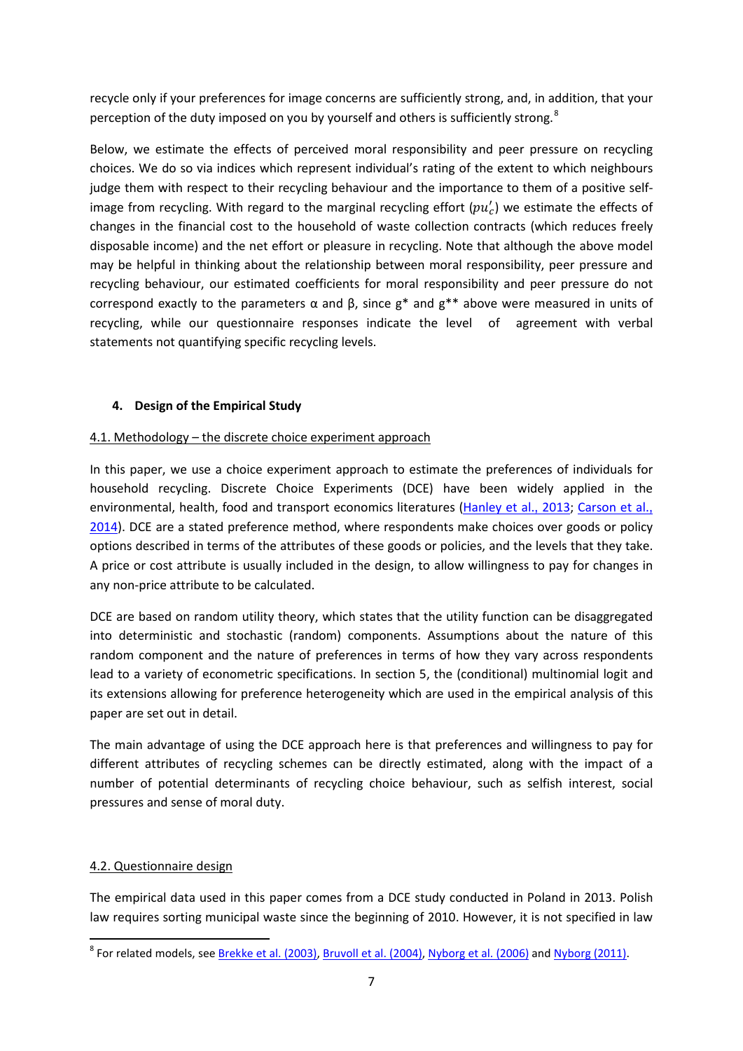recycle only if your preferences for image concerns are sufficiently strong, and, in addition, that your perception of the duty imposed on you by yourself and others is sufficiently strong.[8]

Below, we estimate the effects of perceived moral responsibility and peer pressure on recycling choices. We do so via indices which represent individual's rating of the extent to which neighbours judge them with respect to their recycling behaviour and the importance to them of a positive self-image from recycling. With regard to the marginal recycling effort ($pu_c'$) we estimate the effects of changes in the financial cost to the household of waste collection contracts (which reduces freely disposable income) and the net effort or pleasure in recycling. Note that although the above model may be helpful in thinking about the relationship between moral responsibility, peer pressure and recycling behaviour, our estimated coefficients for moral responsibility and peer pressure do not correspond exactly to the parameters α and β, since $g^*$ and $g^{**}$ above were measured in units of recycling, while our questionnaire responses indicate the level of agreement with verbal statements not quantifying specific recycling levels.

## 4. Design of the Empirical Study

### 4.1. Methodology – the discrete choice experiment approach

In this paper, we use a choice experiment approach to estimate the preferences of individuals for household recycling. Discrete Choice Experiments (DCE) have been widely applied in the environmental, health, food and transport economics literatures (Hanley et al., 2013; Carson et al., 2014). DCE are a stated preference method, where respondents make choices over goods or policy options described in terms of the attributes of these goods or policies, and the levels that they take. A price or cost attribute is usually included in the design, to allow willingness to pay for changes in any non-price attribute to be calculated.

DCE are based on random utility theory, which states that the utility function can be disaggregated into deterministic and stochastic (random) components. Assumptions about the nature of this random component and the nature of preferences in terms of how they vary across respondents lead to a variety of econometric specifications. In section 5, the (conditional) multinomial logit and its extensions allowing for preference heterogeneity which are used in the empirical analysis of this paper are set out in detail.

The main advantage of using the DCE approach here is that preferences and willingness to pay for different attributes of recycling schemes can be directly estimated, along with the impact of a number of potential determinants of recycling choice behaviour, such as selfish interest, social pressures and sense of moral duty.

### 4.2. Questionnaire design

The empirical data used in this paper comes from a DCE study conducted in Poland in 2013. Polish law requires sorting municipal waste since the beginning of 2010. However, it is not specified in law

[8] For related models, see Brekke et al. (2003), Bruvoll et al. (2004), Nyborg et al. (2006) and Nyborg (2011).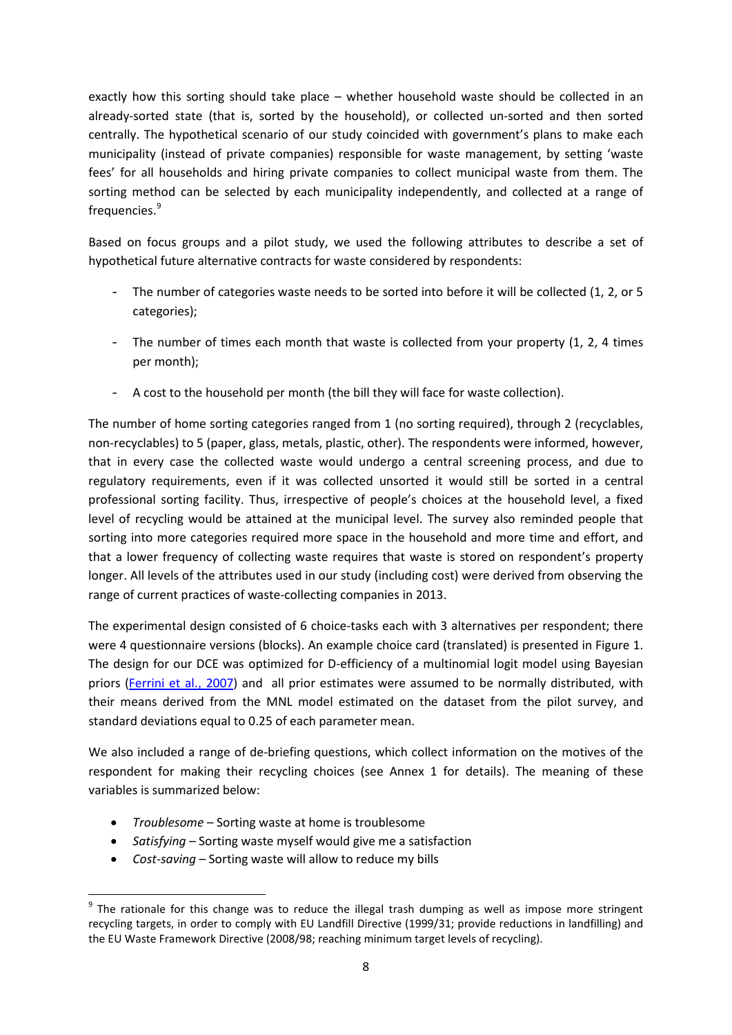exactly how this sorting should take place – whether household waste should be collected in an already-sorted state (that is, sorted by the household), or collected un-sorted and then sorted centrally. The hypothetical scenario of our study coincided with government's plans to make each municipality (instead of private companies) responsible for waste management, by setting 'waste fees' for all households and hiring private companies to collect municipal waste from them. The sorting method can be selected by each municipality independently, and collected at a range of frequencies.[9]

Based on focus groups and a pilot study, we used the following attributes to describe a set of hypothetical future alternative contracts for waste considered by respondents:

- The number of categories waste needs to be sorted into before it will be collected (1, 2, or 5 categories);
- The number of times each month that waste is collected from your property (1, 2, 4 times per month);
- A cost to the household per month (the bill they will face for waste collection).

The number of home sorting categories ranged from 1 (no sorting required), through 2 (recyclables, non-recyclables) to 5 (paper, glass, metals, plastic, other). The respondents were informed, however, that in every case the collected waste would undergo a central screening process, and due to regulatory requirements, even if it was collected unsorted it would still be sorted in a central professional sorting facility. Thus, irrespective of people's choices at the household level, a fixed level of recycling would be attained at the municipal level. The survey also reminded people that sorting into more categories required more space in the household and more time and effort, and that a lower frequency of collecting waste requires that waste is stored on respondent's property longer. All levels of the attributes used in our study (including cost) were derived from observing the range of current practices of waste-collecting companies in 2013.

The experimental design consisted of 6 choice-tasks each with 3 alternatives per respondent; there were 4 questionnaire versions (blocks). An example choice card (translated) is presented in Figure 1. The design for our DCE was optimized for D-efficiency of a multinomial logit model using Bayesian priors (Ferrini et al., 2007) and all prior estimates were assumed to be normally distributed, with their means derived from the MNL model estimated on the dataset from the pilot survey, and standard deviations equal to 0.25 of each parameter mean.

We also included a range of de-briefing questions, which collect information on the motives of the respondent for making their recycling choices (see Annex 1 for details). The meaning of these variables is summarized below:

- *Troublesome* – Sorting waste at home is troublesome
- *Satisfying* – Sorting waste myself would give me a satisfaction
- *Cost-saving* – Sorting waste will allow to reduce my bills

[9] The rationale for this change was to reduce the illegal trash dumping as well as impose more stringent recycling targets, in order to comply with EU Landfill Directive (1999/31; provide reductions in landfilling) and the EU Waste Framework Directive (2008/98; reaching minimum target levels of recycling).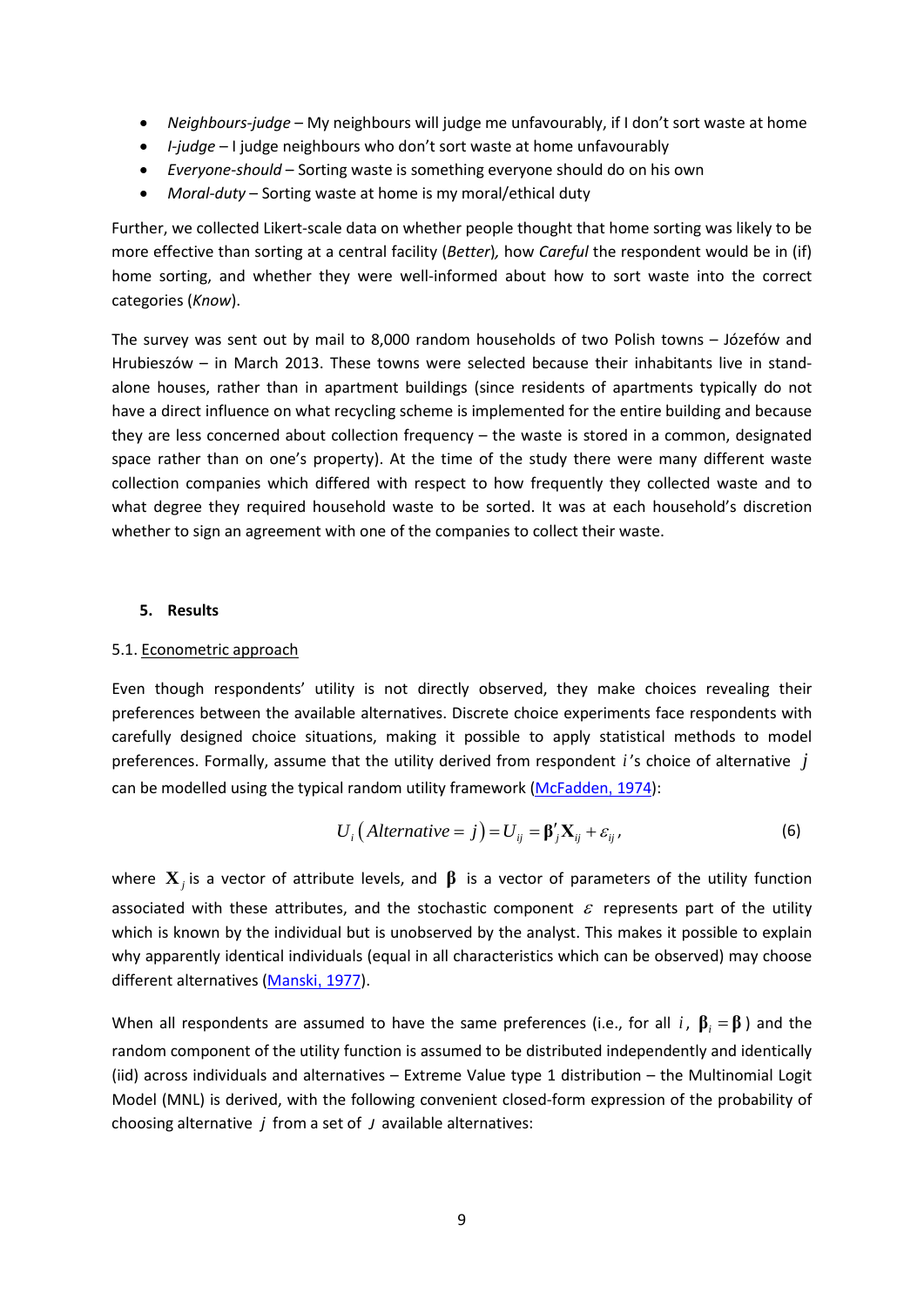- *Neighbours-judge* – My neighbours will judge me unfavourably, if I don't sort waste at home
- *I-judge* – I judge neighbours who don't sort waste at home unfavourably
- *Everyone-should* – Sorting waste is something everyone should do on his own
- *Moral-duty* – Sorting waste at home is my moral/ethical duty

Further, we collected Likert-scale data on whether people thought that home sorting was likely to be more effective than sorting at a central facility (*Better*), how *Careful* the respondent would be in (if) home sorting, and whether they were well-informed about how to sort waste into the correct categories (*Know*).

The survey was sent out by mail to 8,000 random households of two Polish towns – Józefów and Hrubieszów – in March 2013. These towns were selected because their inhabitants live in stand-alone houses, rather than in apartment buildings (since residents of apartments typically do not have a direct influence on what recycling scheme is implemented for the entire building and because they are less concerned about collection frequency – the waste is stored in a common, designated space rather than on one's property). At the time of the study there were many different waste collection companies which differed with respect to how frequently they collected waste and to what degree they required household waste to be sorted. It was at each household's discretion whether to sign an agreement with one of the companies to collect their waste.

## 5. Results

### 5.1. Econometric approach

Even though respondents' utility is not directly observed, they make choices revealing their preferences between the available alternatives. Discrete choice experiments face respondents with carefully designed choice situations, making it possible to apply statistical methods to model preferences. Formally, assume that the utility derived from respondent $i$'s choice of alternative $j$ can be modelled using the typical random utility framework (McFadden, 1974):

$$U_i\left(Alternative = j\right) = U_{ij} = \boldsymbol{\beta}_j' \mathbf{X}_{ij} + \varepsilon_{ij}, \tag{6}$$

where $\mathbf{X}_j$ is a vector of attribute levels, and $\boldsymbol{\beta}$ is a vector of parameters of the utility function associated with these attributes, and the stochastic component $\varepsilon$ represents part of the utility which is known by the individual but is unobserved by the analyst. This makes it possible to explain why apparently identical individuals (equal in all characteristics which can be observed) may choose different alternatives (Manski, 1977).

When all respondents are assumed to have the same preferences (i.e., for all $i$, $\boldsymbol{\beta}_i = \boldsymbol{\beta}$) and the random component of the utility function is assumed to be distributed independently and identically (iid) across individuals and alternatives – Extreme Value type 1 distribution – the Multinomial Logit Model (MNL) is derived, with the following convenient closed-form expression of the probability of choosing alternative $j$ from a set of $J$ available alternatives: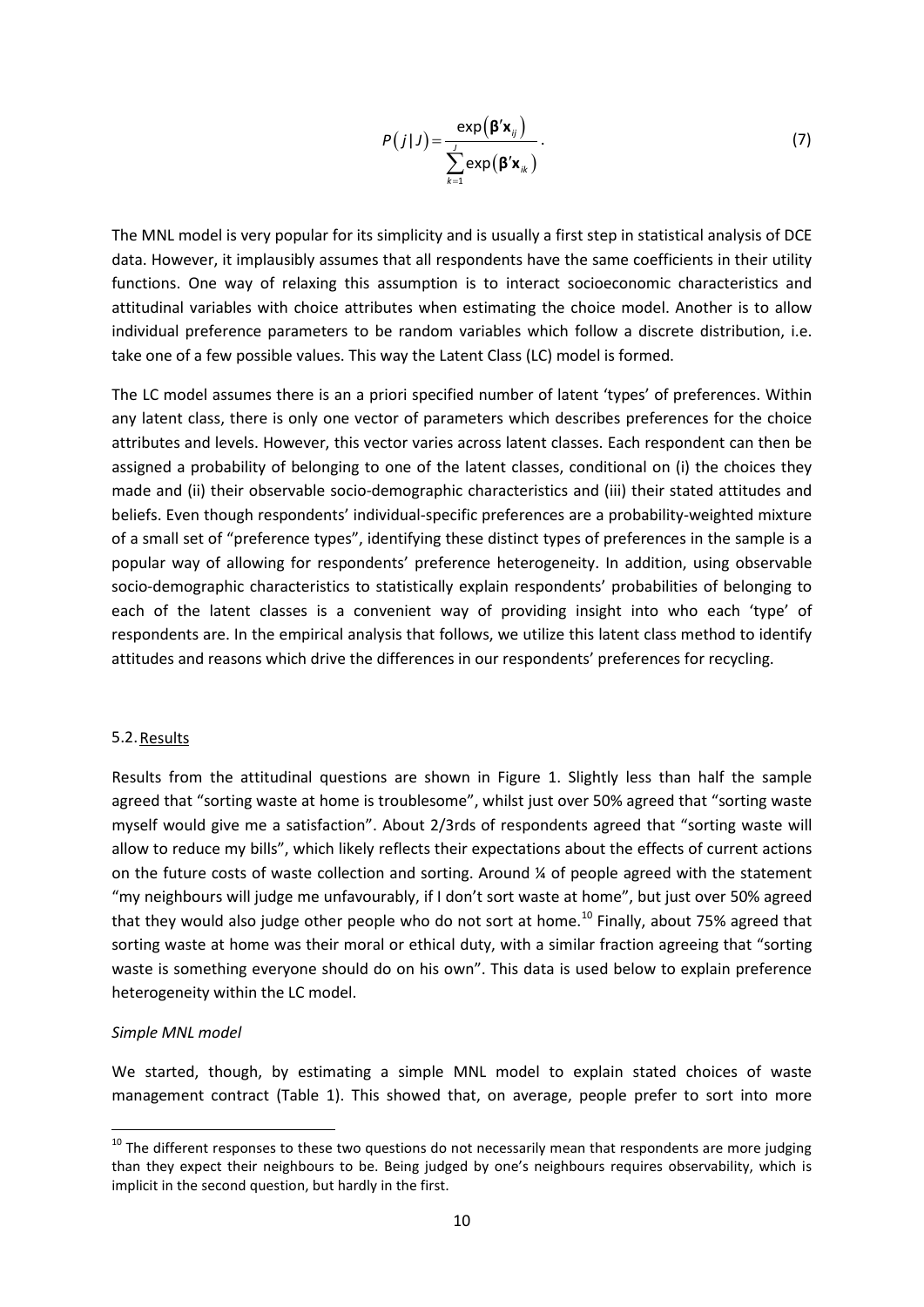$$P(j|J) = \frac{\exp(\boldsymbol{\beta}'\mathbf{x}_{ij})}{\sum_{k=1}^{J}\exp(\boldsymbol{\beta}'\mathbf{x}_{ik})}. \tag{7}$$

The MNL model is very popular for its simplicity and is usually a first step in statistical analysis of DCE data. However, it implausibly assumes that all respondents have the same coefficients in their utility functions. One way of relaxing this assumption is to interact socioeconomic characteristics and attitudinal variables with choice attributes when estimating the choice model. Another is to allow individual preference parameters to be random variables which follow a discrete distribution, i.e. take one of a few possible values. This way the Latent Class (LC) model is formed.

The LC model assumes there is an a priori specified number of latent 'types' of preferences. Within any latent class, there is only one vector of parameters which describes preferences for the choice attributes and levels. However, this vector varies across latent classes. Each respondent can then be assigned a probability of belonging to one of the latent classes, conditional on (i) the choices they made and (ii) their observable socio-demographic characteristics and (iii) their stated attitudes and beliefs. Even though respondents' individual-specific preferences are a probability-weighted mixture of a small set of "preference types", identifying these distinct types of preferences in the sample is a popular way of allowing for respondents' preference heterogeneity. In addition, using observable socio-demographic characteristics to statistically explain respondents' probabilities of belonging to each of the latent classes is a convenient way of providing insight into who each 'type' of respondents are. In the empirical analysis that follows, we utilize this latent class method to identify attitudes and reasons which drive the differences in our respondents' preferences for recycling.

### 5.2. Results

Results from the attitudinal questions are shown in Figure 1. Slightly less than half the sample agreed that "sorting waste at home is troublesome", whilst just over 50% agreed that "sorting waste myself would give me a satisfaction". About 2/3rds of respondents agreed that "sorting waste will allow to reduce my bills", which likely reflects their expectations about the effects of current actions on the future costs of waste collection and sorting. Around ¼ of people agreed with the statement "my neighbours will judge me unfavourably, if I don't sort waste at home", but just over 50% agreed that they would also judge other people who do not sort at home.[10] Finally, about 75% agreed that sorting waste at home was their moral or ethical duty, with a similar fraction agreeing that "sorting waste is something everyone should do on his own". This data is used below to explain preference heterogeneity within the LC model.

*Simple MNL model*

We started, though, by estimating a simple MNL model to explain stated choices of waste management contract (Table 1). This showed that, on average, people prefer to sort into more

[10] The different responses to these two questions do not necessarily mean that respondents are more judging than they expect their neighbours to be. Being judged by one's neighbours requires observability, which is implicit in the second question, but hardly in the first.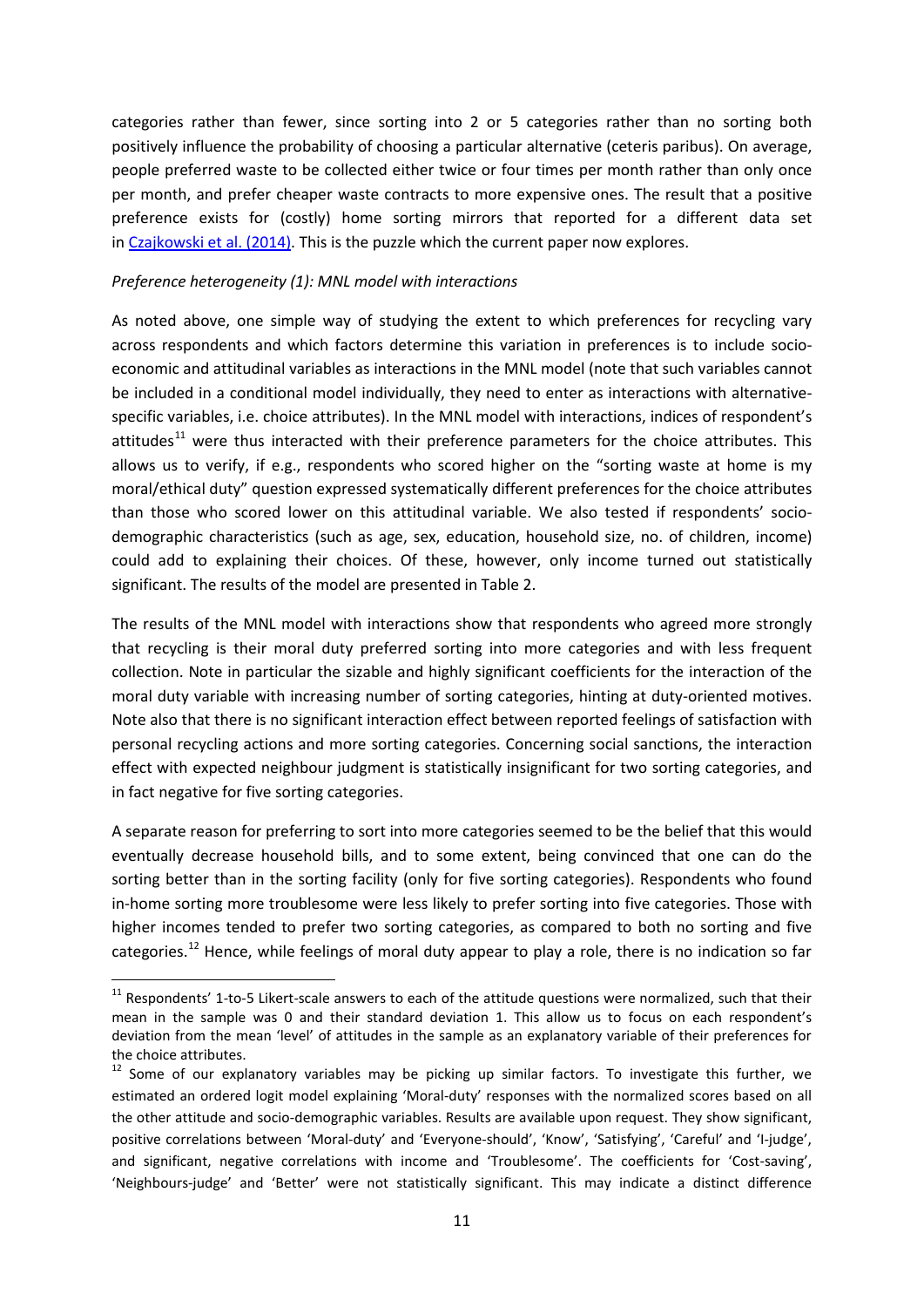categories rather than fewer, since sorting into 2 or 5 categories rather than no sorting both positively influence the probability of choosing a particular alternative (ceteris paribus). On average, people preferred waste to be collected either twice or four times per month rather than only once per month, and prefer cheaper waste contracts to more expensive ones. The result that a positive preference exists for (costly) home sorting mirrors that reported for a different data set in Czajkowski et al. (2014). This is the puzzle which the current paper now explores.

*Preference heterogeneity (1): MNL model with interactions*

As noted above, one simple way of studying the extent to which preferences for recycling vary across respondents and which factors determine this variation in preferences is to include socio-economic and attitudinal variables as interactions in the MNL model (note that such variables cannot be included in a conditional model individually, they need to enter as interactions with alternative-specific variables, i.e. choice attributes). In the MNL model with interactions, indices of respondent's attitudes[11] were thus interacted with their preference parameters for the choice attributes. This allows us to verify, if e.g., respondents who scored higher on the "sorting waste at home is my moral/ethical duty" question expressed systematically different preferences for the choice attributes than those who scored lower on this attitudinal variable. We also tested if respondents' socio-demographic characteristics (such as age, sex, education, household size, no. of children, income) could add to explaining their choices. Of these, however, only income turned out statistically significant. The results of the model are presented in Table 2.

The results of the MNL model with interactions show that respondents who agreed more strongly that recycling is their moral duty preferred sorting into more categories and with less frequent collection. Note in particular the sizable and highly significant coefficients for the interaction of the moral duty variable with increasing number of sorting categories, hinting at duty-oriented motives. Note also that there is no significant interaction effect between reported feelings of satisfaction with personal recycling actions and more sorting categories. Concerning social sanctions, the interaction effect with expected neighbour judgment is statistically insignificant for two sorting categories, and in fact negative for five sorting categories.

A separate reason for preferring to sort into more categories seemed to be the belief that this would eventually decrease household bills, and to some extent, being convinced that one can do the sorting better than in the sorting facility (only for five sorting categories). Respondents who found in-home sorting more troublesome were less likely to prefer sorting into five categories. Those with higher incomes tended to prefer two sorting categories, as compared to both no sorting and five categories.[12] Hence, while feelings of moral duty appear to play a role, there is no indication so far

[11] Respondents' 1-to-5 Likert-scale answers to each of the attitude questions were normalized, such that their mean in the sample was 0 and their standard deviation 1. This allow us to focus on each respondent's deviation from the mean 'level' of attitudes in the sample as an explanatory variable of their preferences for the choice attributes.

[12] Some of our explanatory variables may be picking up similar factors. To investigate this further, we estimated an ordered logit model explaining 'Moral-duty' responses with the normalized scores based on all the other attitude and socio-demographic variables. Results are available upon request. They show significant, positive correlations between 'Moral-duty' and 'Everyone-should', 'Know', 'Satisfying', 'Careful' and 'I-judge', and significant, negative correlations with income and 'Troublesome'. The coefficients for 'Cost-saving', 'Neighbours-judge' and 'Better' were not statistically significant. This may indicate a distinct difference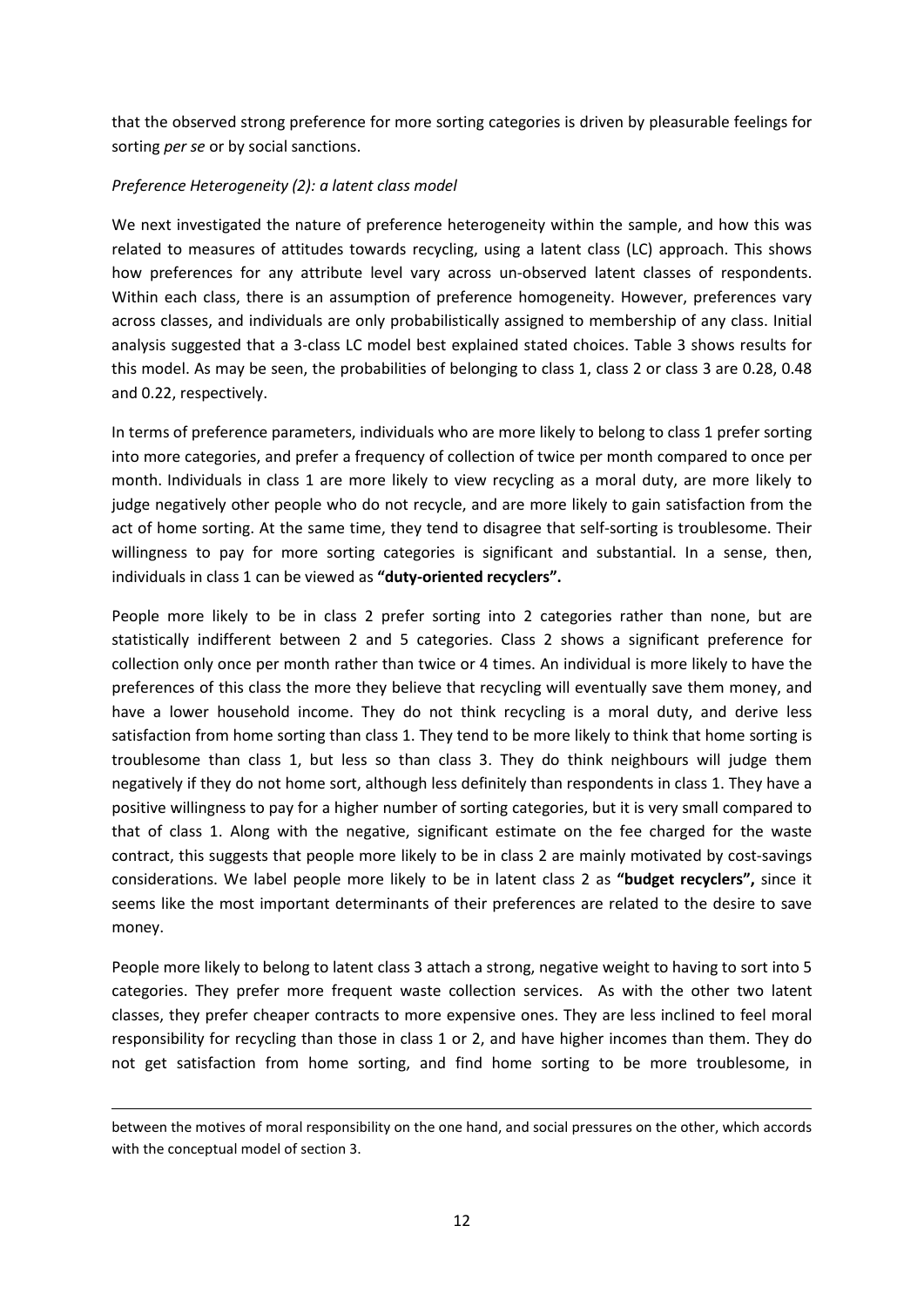that the observed strong preference for more sorting categories is driven by pleasurable feelings for sorting *per se* or by social sanctions.

*Preference Heterogeneity (2): a latent class model*

We next investigated the nature of preference heterogeneity within the sample, and how this was related to measures of attitudes towards recycling, using a latent class (LC) approach. This shows how preferences for any attribute level vary across un-observed latent classes of respondents. Within each class, there is an assumption of preference homogeneity. However, preferences vary across classes, and individuals are only probabilistically assigned to membership of any class. Initial analysis suggested that a 3-class LC model best explained stated choices. Table 3 shows results for this model. As may be seen, the probabilities of belonging to class 1, class 2 or class 3 are 0.28, 0.48 and 0.22, respectively.

In terms of preference parameters, individuals who are more likely to belong to class 1 prefer sorting into more categories, and prefer a frequency of collection of twice per month compared to once per month. Individuals in class 1 are more likely to view recycling as a moral duty, are more likely to judge negatively other people who do not recycle, and are more likely to gain satisfaction from the act of home sorting. At the same time, they tend to disagree that self-sorting is troublesome. Their willingness to pay for more sorting categories is significant and substantial. In a sense, then, individuals in class 1 can be viewed as **"duty-oriented recyclers".**

People more likely to be in class 2 prefer sorting into 2 categories rather than none, but are statistically indifferent between 2 and 5 categories. Class 2 shows a significant preference for collection only once per month rather than twice or 4 times. An individual is more likely to have the preferences of this class the more they believe that recycling will eventually save them money, and have a lower household income. They do not think recycling is a moral duty, and derive less satisfaction from home sorting than class 1. They tend to be more likely to think that home sorting is troublesome than class 1, but less so than class 3. They do think neighbours will judge them negatively if they do not home sort, although less definitely than respondents in class 1. They have a positive willingness to pay for a higher number of sorting categories, but it is very small compared to that of class 1. Along with the negative, significant estimate on the fee charged for the waste contract, this suggests that people more likely to be in class 2 are mainly motivated by cost-savings considerations. We label people more likely to be in latent class 2 as **"budget recyclers",** since it seems like the most important determinants of their preferences are related to the desire to save money.

People more likely to belong to latent class 3 attach a strong, negative weight to having to sort into 5 categories. They prefer more frequent waste collection services. As with the other two latent classes, they prefer cheaper contracts to more expensive ones. They are less inclined to feel moral responsibility for recycling than those in class 1 or 2, and have higher incomes than them. They do not get satisfaction from home sorting, and find home sorting to be more troublesome, in

between the motives of moral responsibility on the one hand, and social pressures on the other, which accords with the conceptual model of section 3.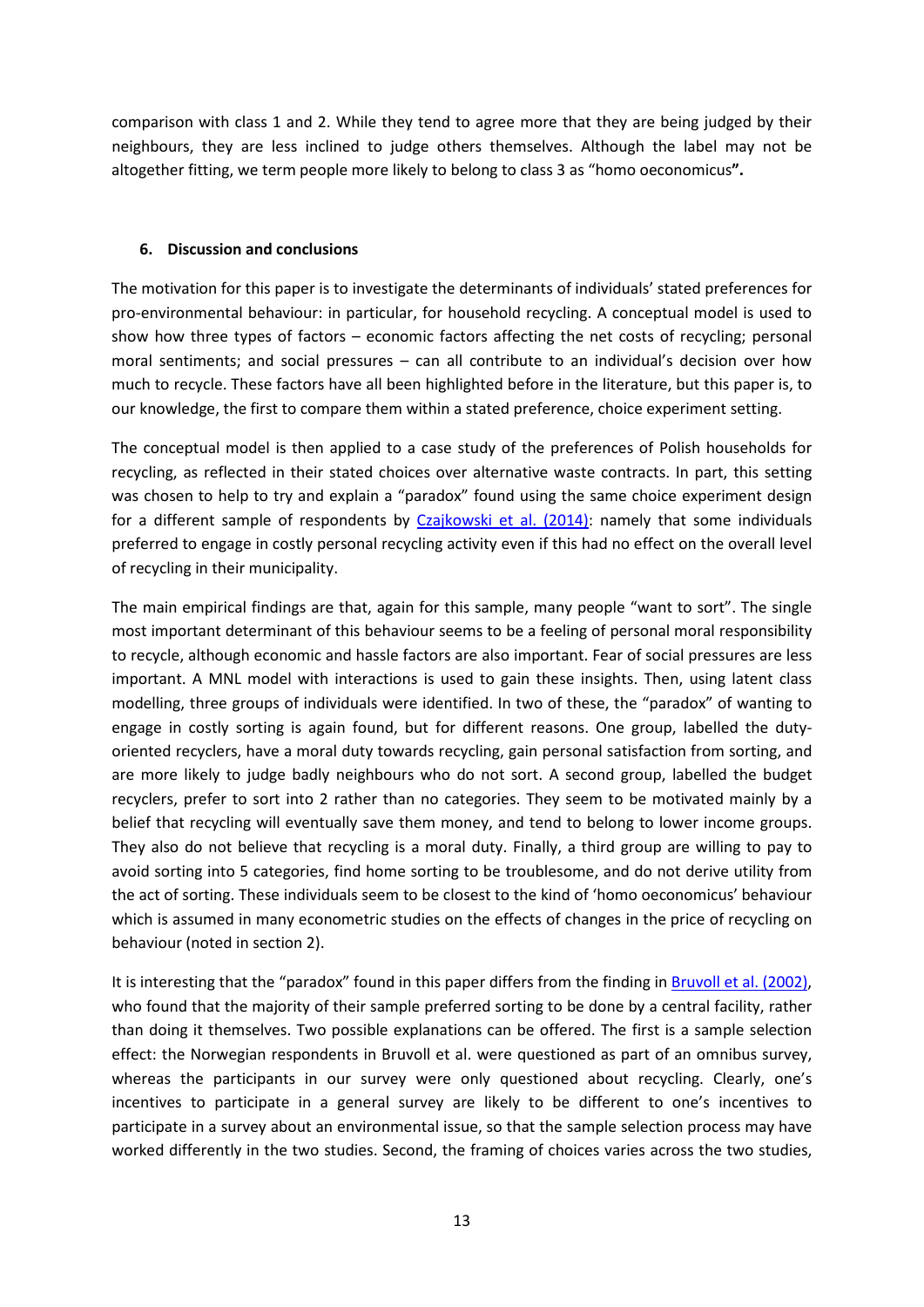comparison with class 1 and 2. While they tend to agree more that they are being judged by their neighbours, they are less inclined to judge others themselves. Although the label may not be altogether fitting, we term people more likely to belong to class 3 as "homo oeconomicus**".**

## 6. Discussion and conclusions

The motivation for this paper is to investigate the determinants of individuals' stated preferences for pro-environmental behaviour: in particular, for household recycling. A conceptual model is used to show how three types of factors – economic factors affecting the net costs of recycling; personal moral sentiments; and social pressures – can all contribute to an individual's decision over how much to recycle. These factors have all been highlighted before in the literature, but this paper is, to our knowledge, the first to compare them within a stated preference, choice experiment setting.

The conceptual model is then applied to a case study of the preferences of Polish households for recycling, as reflected in their stated choices over alternative waste contracts. In part, this setting was chosen to help to try and explain a "paradox" found using the same choice experiment design for a different sample of respondents by Czajkowski et al. (2014): namely that some individuals preferred to engage in costly personal recycling activity even if this had no effect on the overall level of recycling in their municipality.

The main empirical findings are that, again for this sample, many people "want to sort". The single most important determinant of this behaviour seems to be a feeling of personal moral responsibility to recycle, although economic and hassle factors are also important. Fear of social pressures are less important. A MNL model with interactions is used to gain these insights. Then, using latent class modelling, three groups of individuals were identified. In two of these, the "paradox" of wanting to engage in costly sorting is again found, but for different reasons. One group, labelled the duty-oriented recyclers, have a moral duty towards recycling, gain personal satisfaction from sorting, and are more likely to judge badly neighbours who do not sort. A second group, labelled the budget recyclers, prefer to sort into 2 rather than no categories. They seem to be motivated mainly by a belief that recycling will eventually save them money, and tend to belong to lower income groups. They also do not believe that recycling is a moral duty. Finally, a third group are willing to pay to avoid sorting into 5 categories, find home sorting to be troublesome, and do not derive utility from the act of sorting. These individuals seem to be closest to the kind of 'homo oeconomicus' behaviour which is assumed in many econometric studies on the effects of changes in the price of recycling on behaviour (noted in section 2).

It is interesting that the "paradox" found in this paper differs from the finding in Bruvoll et al. (2002), who found that the majority of their sample preferred sorting to be done by a central facility, rather than doing it themselves. Two possible explanations can be offered. The first is a sample selection effect: the Norwegian respondents in Bruvoll et al. were questioned as part of an omnibus survey, whereas the participants in our survey were only questioned about recycling. Clearly, one's incentives to participate in a general survey are likely to be different to one's incentives to participate in a survey about an environmental issue, so that the sample selection process may have worked differently in the two studies. Second, the framing of choices varies across the two studies,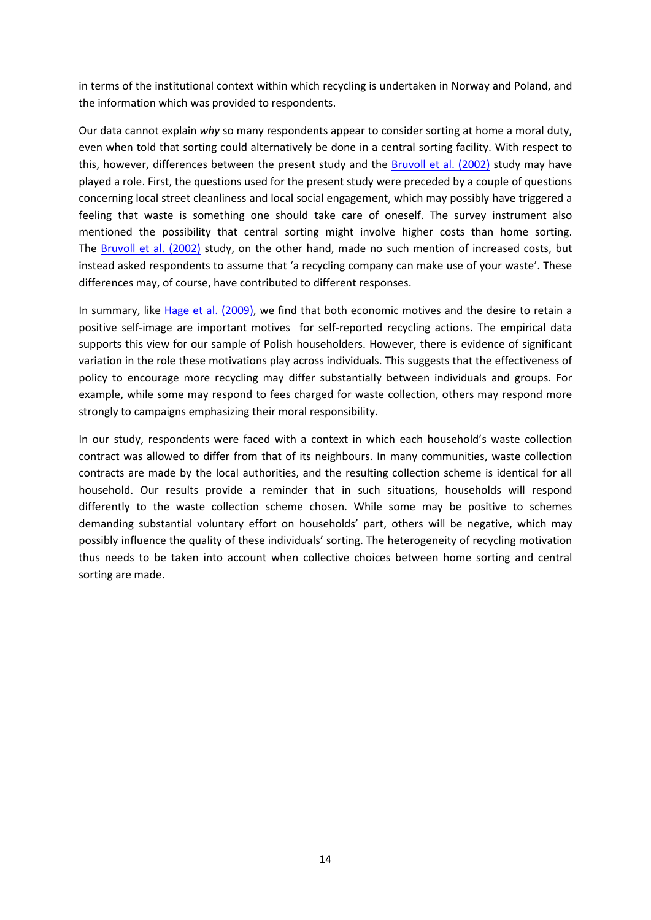in terms of the institutional context within which recycling is undertaken in Norway and Poland, and the information which was provided to respondents.

Our data cannot explain *why* so many respondents appear to consider sorting at home a moral duty, even when told that sorting could alternatively be done in a central sorting facility. With respect to this, however, differences between the present study and the Bruvoll et al. (2002) study may have played a role. First, the questions used for the present study were preceded by a couple of questions concerning local street cleanliness and local social engagement, which may possibly have triggered a feeling that waste is something one should take care of oneself. The survey instrument also mentioned the possibility that central sorting might involve higher costs than home sorting. The Bruvoll et al. (2002) study, on the other hand, made no such mention of increased costs, but instead asked respondents to assume that 'a recycling company can make use of your waste'. These differences may, of course, have contributed to different responses.

In summary, like Hage et al. (2009), we find that both economic motives and the desire to retain a positive self-image are important motives for self-reported recycling actions. The empirical data supports this view for our sample of Polish householders. However, there is evidence of significant variation in the role these motivations play across individuals. This suggests that the effectiveness of policy to encourage more recycling may differ substantially between individuals and groups. For example, while some may respond to fees charged for waste collection, others may respond more strongly to campaigns emphasizing their moral responsibility.

In our study, respondents were faced with a context in which each household's waste collection contract was allowed to differ from that of its neighbours. In many communities, waste collection contracts are made by the local authorities, and the resulting collection scheme is identical for all household. Our results provide a reminder that in such situations, households will respond differently to the waste collection scheme chosen. While some may be positive to schemes demanding substantial voluntary effort on households' part, others will be negative, which may possibly influence the quality of these individuals' sorting. The heterogeneity of recycling motivation thus needs to be taken into account when collective choices between home sorting and central sorting are made.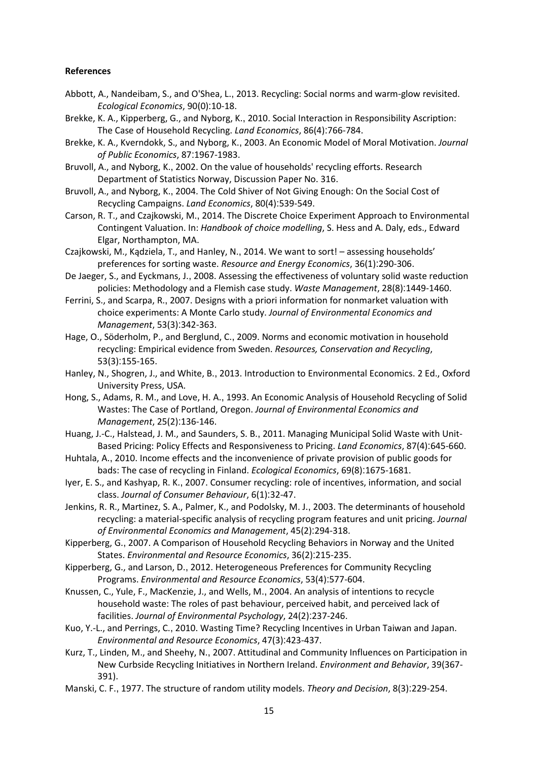**References**

Abbott, A., Nandeibam, S., and O'Shea, L., 2013. Recycling: Social norms and warm-glow revisited. *Ecological Economics*, 90(0):10-18.

Brekke, K. A., Kipperberg, G., and Nyborg, K., 2010. Social Interaction in Responsibility Ascription: The Case of Household Recycling. *Land Economics*, 86(4):766-784.

Brekke, K. A., Kverndokk, S., and Nyborg, K., 2003. An Economic Model of Moral Motivation. *Journal of Public Economics*, 87:1967-1983.

Bruvoll, A., and Nyborg, K., 2002. On the value of households' recycling efforts. Research Department of Statistics Norway, Discussion Paper No. 316.

Bruvoll, A., and Nyborg, K., 2004. The Cold Shiver of Not Giving Enough: On the Social Cost of Recycling Campaigns. *Land Economics*, 80(4):539-549.

Carson, R. T., and Czajkowski, M., 2014. The Discrete Choice Experiment Approach to Environmental Contingent Valuation. In: *Handbook of choice modelling*, S. Hess and A. Daly, eds., Edward Elgar, Northampton, MA.

Czajkowski, M., Kądziela, T., and Hanley, N., 2014. We want to sort! – assessing households' preferences for sorting waste. *Resource and Energy Economics*, 36(1):290-306.

De Jaeger, S., and Eyckmans, J., 2008. Assessing the effectiveness of voluntary solid waste reduction policies: Methodology and a Flemish case study. *Waste Management*, 28(8):1449-1460.

Ferrini, S., and Scarpa, R., 2007. Designs with a priori information for nonmarket valuation with choice experiments: A Monte Carlo study. *Journal of Environmental Economics and Management*, 53(3):342-363.

Hage, O., Söderholm, P., and Berglund, C., 2009. Norms and economic motivation in household recycling: Empirical evidence from Sweden. *Resources, Conservation and Recycling*, 53(3):155-165.

Hanley, N., Shogren, J., and White, B., 2013. Introduction to Environmental Economics. 2 Ed., Oxford University Press, USA.

Hong, S., Adams, R. M., and Love, H. A., 1993. An Economic Analysis of Household Recycling of Solid Wastes: The Case of Portland, Oregon. *Journal of Environmental Economics and Management*, 25(2):136-146.

Huang, J.-C., Halstead, J. M., and Saunders, S. B., 2011. Managing Municipal Solid Waste with Unit-Based Pricing: Policy Effects and Responsiveness to Pricing. *Land Economics*, 87(4):645-660.

Huhtala, A., 2010. Income effects and the inconvenience of private provision of public goods for bads: The case of recycling in Finland. *Ecological Economics*, 69(8):1675-1681.

Iyer, E. S., and Kashyap, R. K., 2007. Consumer recycling: role of incentives, information, and social class. *Journal of Consumer Behaviour*, 6(1):32-47.

Jenkins, R. R., Martinez, S. A., Palmer, K., and Podolsky, M. J., 2003. The determinants of household recycling: a material-specific analysis of recycling program features and unit pricing. *Journal of Environmental Economics and Management*, 45(2):294-318.

Kipperberg, G., 2007. A Comparison of Household Recycling Behaviors in Norway and the United States. *Environmental and Resource Economics*, 36(2):215-235.

Kipperberg, G., and Larson, D., 2012. Heterogeneous Preferences for Community Recycling Programs. *Environmental and Resource Economics*, 53(4):577-604.

Knussen, C., Yule, F., MacKenzie, J., and Wells, M., 2004. An analysis of intentions to recycle household waste: The roles of past behaviour, perceived habit, and perceived lack of facilities. *Journal of Environmental Psychology*, 24(2):237-246.

Kuo, Y.-L., and Perrings, C., 2010. Wasting Time? Recycling Incentives in Urban Taiwan and Japan. *Environmental and Resource Economics*, 47(3):423-437.

Kurz, T., Linden, M., and Sheehy, N., 2007. Attitudinal and Community Influences on Participation in New Curbside Recycling Initiatives in Northern Ireland. *Environment and Behavior*, 39(367-391).

Manski, C. F., 1977. The structure of random utility models. *Theory and Decision*, 8(3):229-254.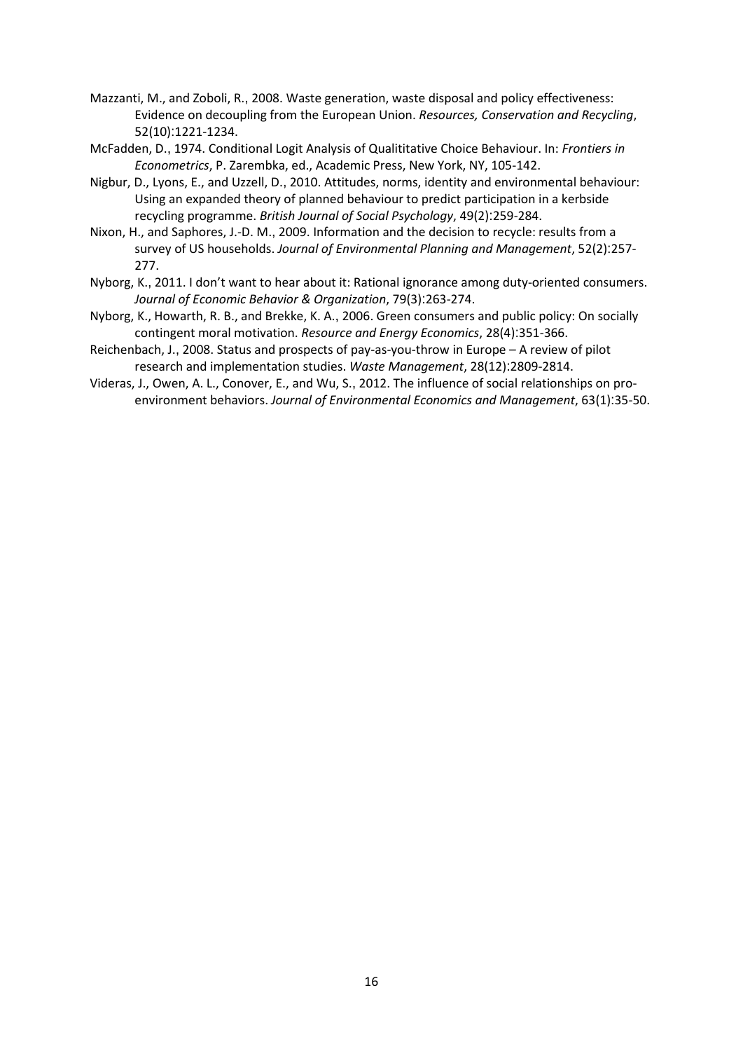Mazzanti, M., and Zoboli, R., 2008. Waste generation, waste disposal and policy effectiveness: Evidence on decoupling from the European Union. *Resources, Conservation and Recycling*, 52(10):1221-1234.

McFadden, D., 1974. Conditional Logit Analysis of Qualititative Choice Behaviour. In: *Frontiers in Econometrics*, P. Zarembka, ed., Academic Press, New York, NY, 105-142.

Nigbur, D., Lyons, E., and Uzzell, D., 2010. Attitudes, norms, identity and environmental behaviour: Using an expanded theory of planned behaviour to predict participation in a kerbside recycling programme. *British Journal of Social Psychology*, 49(2):259-284.

Nixon, H., and Saphores, J.-D. M., 2009. Information and the decision to recycle: results from a survey of US households. *Journal of Environmental Planning and Management*, 52(2):257-277.

Nyborg, K., 2011. I don't want to hear about it: Rational ignorance among duty-oriented consumers. *Journal of Economic Behavior & Organization*, 79(3):263-274.

Nyborg, K., Howarth, R. B., and Brekke, K. A., 2006. Green consumers and public policy: On socially contingent moral motivation. *Resource and Energy Economics*, 28(4):351-366.

Reichenbach, J., 2008. Status and prospects of pay-as-you-throw in Europe – A review of pilot research and implementation studies. *Waste Management*, 28(12):2809-2814.

Videras, J., Owen, A. L., Conover, E., and Wu, S., 2012. The influence of social relationships on pro-environment behaviors. *Journal of Environmental Economics and Management*, 63(1):35-50.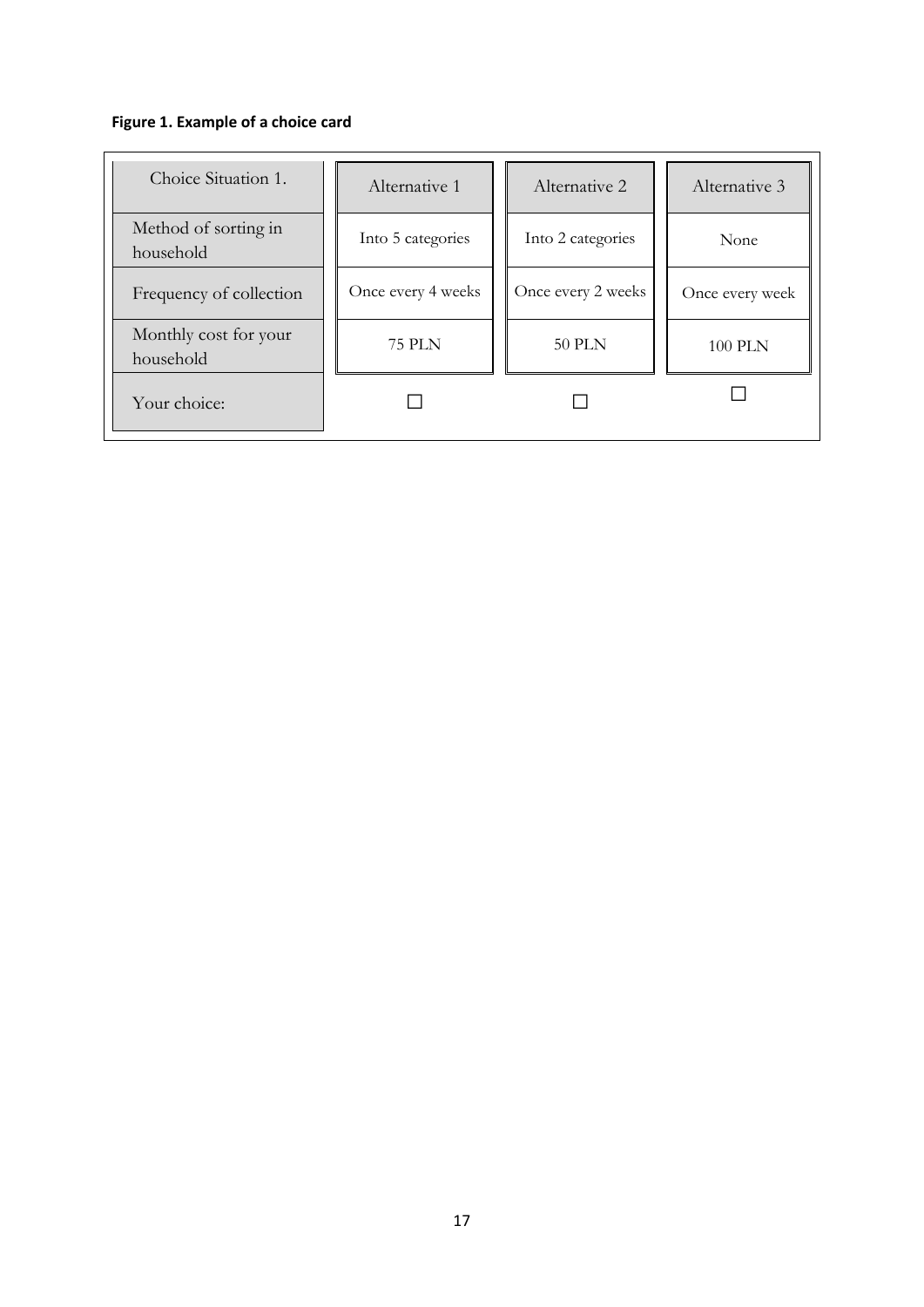**Figure 1. Example of a choice card**

| Choice Situation 1. | Alternative 1 | Alternative 2 | Alternative 3 |
| --- | --- | --- | --- |
| Method of sorting in household | Into 5 categories | Into 2 categories | None |
| Frequency of collection | Once every 4 weeks | Once every 2 weeks | Once every week |
| Monthly cost for your household | 75 PLN | 50 PLN | 100 PLN |
| Your choice: | ☐ | ☐ | ☐ |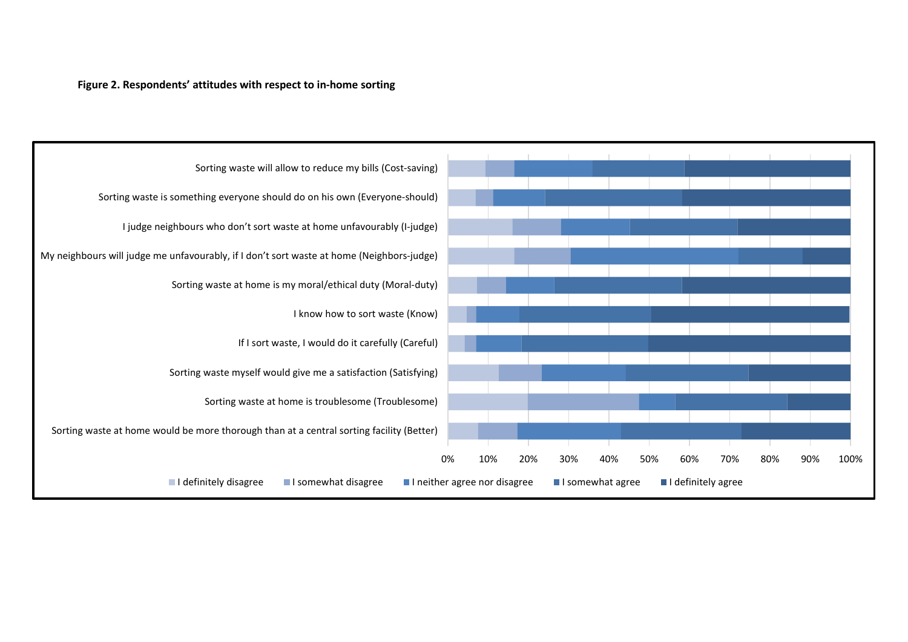**Figure 2. Respondents' attitudes with respect to in-home sorting**

Sorting waste will allow to reduce my bills (Cost-saving)

Sorting waste is something everyone should do on his own (Everyone-should)

I judge neighbours who don't sort waste at home unfavourably (I-judge)

My neighbours will judge me unfavourably, if I don't sort waste at home (Neighbors-judge)

Sorting waste at home is my moral/ethical duty (Moral-duty)

I know how to sort waste (Know)

If I sort waste, I would do it carefully (Careful)

Sorting waste myself would give me a satisfaction (Satisfying)

Sorting waste at home is troublesome (Troublesome)

Sorting waste at home would be more thorough than at a central sorting facility (Better)

0% 10% 20% 30% 40% 50% 60% 70% 80% 90% 100%

I definitely disagree | I somewhat disagree | I neither agree nor disagree | I somewhat agree | I definitely agree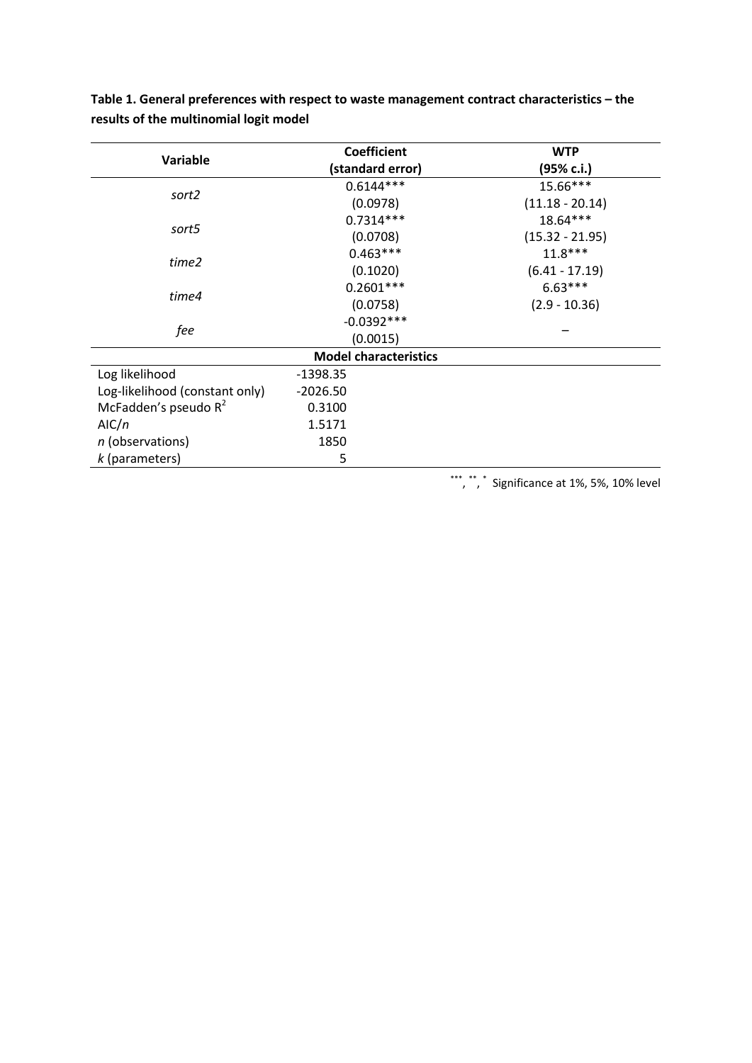**Table 1. General preferences with respect to waste management contract characteristics – the results of the multinomial logit model**

| Variable | Coefficient (standard error) | WTP (95% c.i.) |
|---|---|---|
| *sort2* | 0.6144*** | 15.66*** |
| | (0.0978) | (11.18 - 20.14) |
| *sort5* | 0.7314*** | 18.64*** |
| | (0.0708) | (15.32 - 21.95) |
| *time2* | 0.463*** | 11.8*** |
| | (0.1020) | (6.41 - 17.19) |
| *time4* | 0.2601*** | 6.63*** |
| | (0.0758) | (2.9 - 10.36) |
| *fee* | -0.0392*** | – |
| | (0.0015) | |
| **Model characteristics** | | |
| Log likelihood | -1398.35 | |
| Log-likelihood (constant only) | -2026.50 | |
| McFadden's pseudo $R^2$ | 0.3100 | |
| AIC/*n* | 1.5171 | |
| *n* (observations) | 1850 | |
| *k* (parameters) | 5 | |

***, **, * Significance at 1%, 5%, 10% level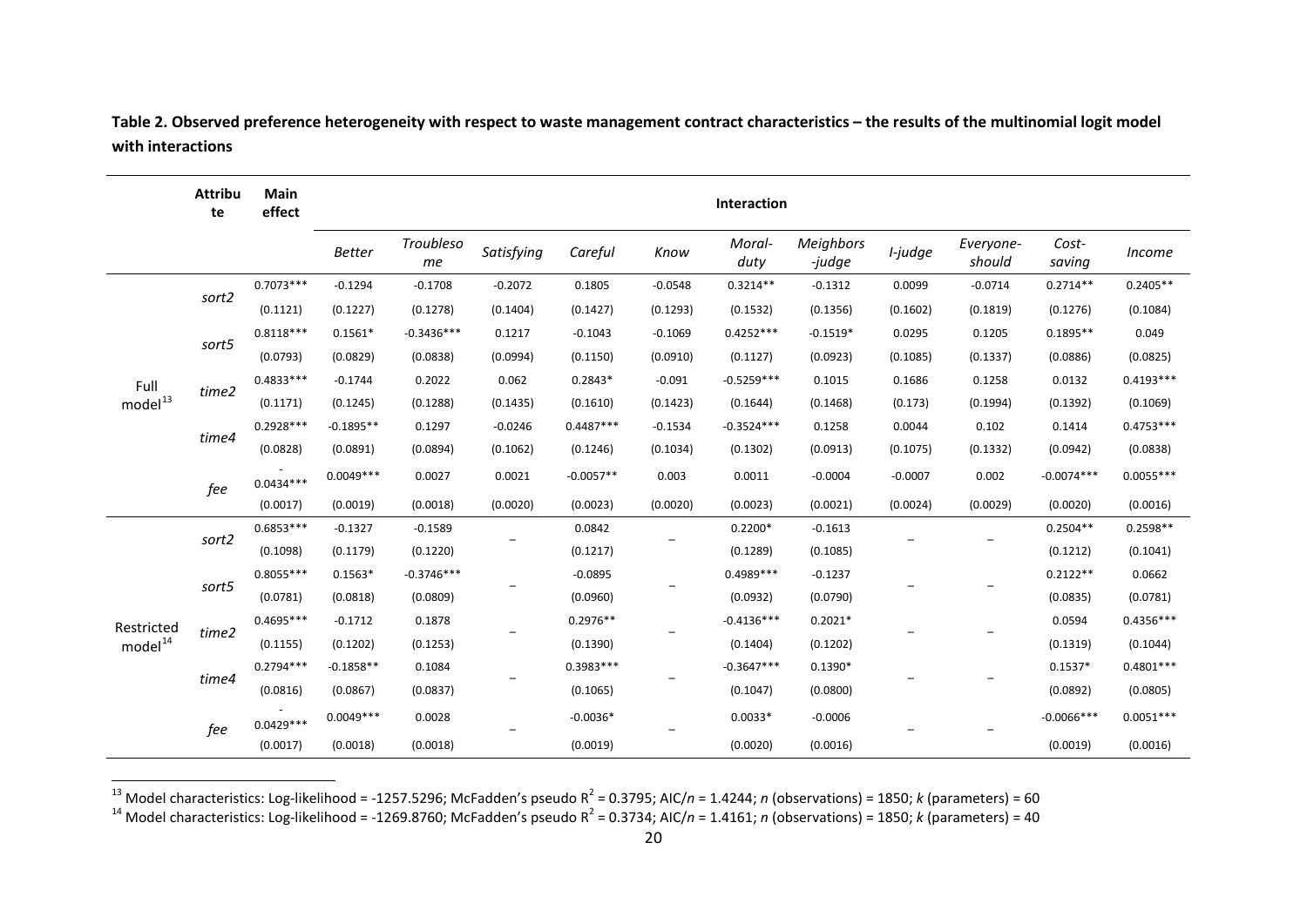**Table 2. Observed preference heterogeneity with respect to waste management contract characteristics – the results of the multinomial logit model with interactions**

| | Attribute | Main effect | Interaction | | | | | | | | | | |
|---|---|---|---|---|---|---|---|---|---|---|---|---|---|
| | | | *Better* | *Troublesome* | *Satisfying* | *Careful* | *Know* | *Moral-duty* | *Meighbors-judge* | *I-judge* | *Everyone-should* | *Cost-saving* | *Income* |
| Full model[13] | *sort2* | 0.7073*** | -0.1294 | -0.1708 | -0.2072 | 0.1805 | -0.0548 | 0.3214** | -0.1312 | 0.0099 | -0.0714 | 0.2714** | 0.2405** |
| | | (0.1121) | (0.1227) | (0.1278) | (0.1404) | (0.1427) | (0.1293) | (0.1532) | (0.1356) | (0.1602) | (0.1819) | (0.1276) | (0.1084) |
| | *sort5* | 0.8118*** | 0.1561* | -0.3436*** | 0.1217 | -0.1043 | -0.1069 | 0.4252*** | -0.1519* | 0.0295 | 0.1205 | 0.1895** | 0.049 |
| | | (0.0793) | (0.0829) | (0.0838) | (0.0994) | (0.1150) | (0.0910) | (0.1127) | (0.0923) | (0.1085) | (0.1337) | (0.0886) | (0.0825) |
| | *time2* | 0.4833*** | -0.1744 | 0.2022 | 0.062 | 0.2843* | -0.091 | -0.5259*** | 0.1015 | 0.1686 | 0.1258 | 0.0132 | 0.4193*** |
| | | (0.1171) | (0.1245) | (0.1288) | (0.1435) | (0.1610) | (0.1423) | (0.1644) | (0.1468) | (0.173) | (0.1994) | (0.1392) | (0.1069) |
| | *time4* | 0.2928*** | -0.1895** | 0.1297 | -0.0246 | 0.4487*** | -0.1534 | -0.3524*** | 0.1258 | 0.0044 | 0.102 | 0.1414 | 0.4753*** |
| | | (0.0828) | (0.0891) | (0.0894) | (0.1062) | (0.1246) | (0.1034) | (0.1302) | (0.0913) | (0.1075) | (0.1332) | (0.0942) | (0.0838) |
| | *fee* | -0.0434*** | 0.0049*** | 0.0027 | 0.0021 | -0.0057** | 0.003 | 0.0011 | -0.0004 | -0.0007 | 0.002 | -0.0074*** | 0.0055*** |
| | | (0.0017) | (0.0019) | (0.0018) | (0.0020) | (0.0023) | (0.0020) | (0.0023) | (0.0021) | (0.0024) | (0.0029) | (0.0020) | (0.0016) |
| Restricted model[14] | *sort2* | 0.6853*** | -0.1327 | -0.1589 | – | 0.0842 | – | 0.2200* | -0.1613 | – | – | 0.2504** | 0.2598** |
| | | (0.1098) | (0.1179) | (0.1220) | | (0.1217) | | (0.1289) | (0.1085) | | | (0.1212) | (0.1041) |
| | *sort5* | 0.8055*** | 0.1563* | -0.3746*** | – | -0.0895 | – | 0.4989*** | -0.1237 | – | – | 0.2122** | 0.0662 |
| | | (0.0781) | (0.0818) | (0.0809) | | (0.0960) | | (0.0932) | (0.0790) | | | (0.0835) | (0.0781) |
| | *time2* | 0.4695*** | -0.1712 | 0.1878 | – | 0.2976** | – | -0.4136*** | 0.2021* | – | – | 0.0594 | 0.4356*** |
| | | (0.1155) | (0.1202) | (0.1253) | | (0.1390) | | (0.1404) | (0.1202) | | | (0.1319) | (0.1044) |
| | *time4* | 0.2794*** | -0.1858** | 0.1084 | – | 0.3983*** | – | -0.3647*** | 0.1390* | – | – | 0.1537* | 0.4801*** |
| | | (0.0816) | (0.0867) | (0.0837) | | (0.1065) | | (0.1047) | (0.0800) | | | (0.0892) | (0.0805) |
| | *fee* | -0.0429*** | 0.0049*** | 0.0028 | – | -0.0036* | – | 0.0033* | -0.0006 | – | – | -0.0066*** | 0.0051*** |
| | | (0.0017) | (0.0018) | (0.0018) | | (0.0019) | | (0.0020) | (0.0016) | | | (0.0019) | (0.0016) |

[13] Model characteristics: Log-likelihood = -1257.5296; McFadden's pseudo $R^2$ = 0.3795; AIC/*n* = 1.4244; *n* (observations) = 1850; *k* (parameters) = 60

[14] Model characteristics: Log-likelihood = -1269.8760; McFadden's pseudo $R^2$ = 0.3734; AIC/*n* = 1.4161; *n* (observations) = 1850; *k* (parameters) = 40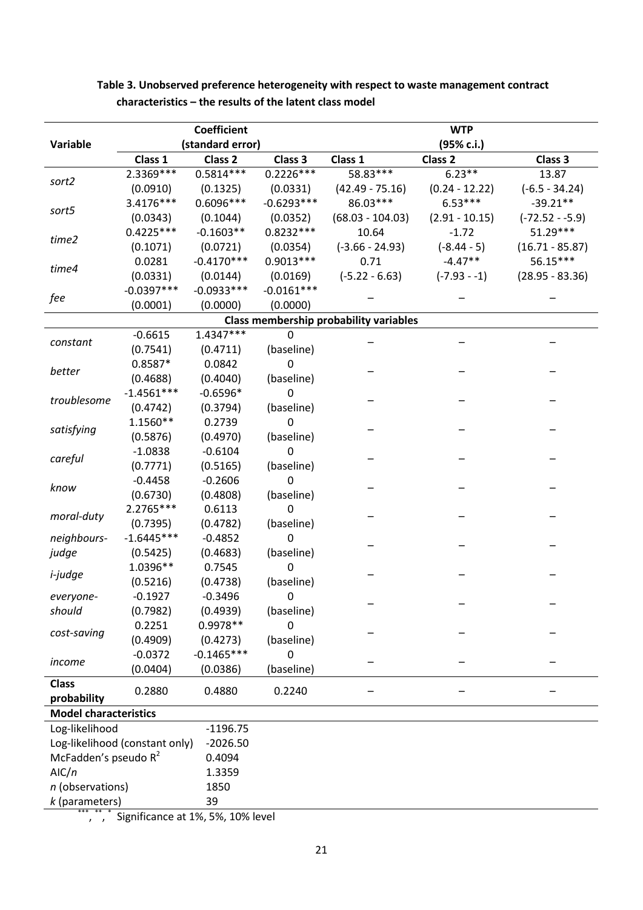**Table 3. Unobserved preference heterogeneity with respect to waste management contract characteristics – the results of the latent class model**

| Variable | Coefficient (standard error) | | | WTP (95% c.i.) | | |
|---|---|---|---|---|---|---|
| | Class 1 | Class 2 | Class 3 | Class 1 | Class 2 | Class 3 |
| *sort2* | 2.3369*** | 0.5814*** | 0.2226*** | 58.83*** | 6.23** | 13.87 |
| | (0.0910) | (0.1325) | (0.0331) | (42.49 - 75.16) | (0.24 - 12.22) | (-6.5 - 34.24) |
| *sort5* | 3.4176*** | 0.6096*** | -0.6293*** | 86.03*** | 6.53*** | -39.21** |
| | (0.0343) | (0.1044) | (0.0352) | (68.03 - 104.03) | (2.91 - 10.15) | (-72.52 - -5.9) |
| *time2* | 0.4225*** | -0.1603** | 0.8232*** | 10.64 | -1.72 | 51.29*** |
| | (0.1071) | (0.0721) | (0.0354) | (-3.66 - 24.93) | (-8.44 - 5) | (16.71 - 85.87) |
| *time4* | 0.0281 | -0.4170*** | 0.9013*** | 0.71 | -4.47** | 56.15*** |
| | (0.0331) | (0.0144) | (0.0169) | (-5.22 - 6.63) | (-7.93 - -1) | (28.95 - 83.36) |
| *fee* | -0.0397*** | -0.0933*** | -0.0161*** | – | – | – |
| | (0.0001) | (0.0000) | (0.0000) | | | |
| **Class membership probability variables** | | | | | | |
| *constant* | -0.6615 | 1.4347*** | 0 | – | – | – |
| | (0.7541) | (0.4711) | (baseline) | | | |
| *better* | 0.8587* | 0.0842 | 0 | – | – | – |
| | (0.4688) | (0.4040) | (baseline) | | | |
| *troublesome* | -1.4561*** | -0.6596* | 0 | – | – | – |
| | (0.4742) | (0.3794) | (baseline) | | | |
| *satisfying* | 1.1560** | 0.2739 | 0 | – | – | – |
| | (0.5876) | (0.4970) | (baseline) | | | |
| *careful* | -1.0838 | -0.6104 | 0 | – | – | – |
| | (0.7771) | (0.5165) | (baseline) | | | |
| *know* | -0.4458 | -0.2606 | 0 | – | – | – |
| | (0.6730) | (0.4808) | (baseline) | | | |
| *moral-duty* | 2.2765*** | 0.6113 | 0 | – | – | – |
| | (0.7395) | (0.4782) | (baseline) | | | |
| *neighbours-judge* | -1.6445*** | -0.4852 | 0 | – | – | – |
| | (0.5425) | (0.4683) | (baseline) | | | |
| *i-judge* | 1.0396** | 0.7545 | 0 | – | – | – |
| | (0.5216) | (0.4738) | (baseline) | | | |
| *everyone-should* | -0.1927 | -0.3496 | 0 | – | – | – |
| | (0.7982) | (0.4939) | (baseline) | | | |
| *cost-saving* | 0.2251 | 0.9978** | 0 | – | – | – |
| | (0.4909) | (0.4273) | (baseline) | | | |
| *income* | -0.0372 | -0.1465*** | 0 | – | – | – |
| | (0.0404) | (0.0386) | (baseline) | | | |
| **Class probability** | 0.2880 | 0.4880 | 0.2240 | – | – | – |
| **Model characteristics** | | | | | | |
| Log-likelihood | -1196.75 | | | | | |
| Log-likelihood (constant only) | -2026.50 | | | | | |
| McFadden's pseudo $R^2$ | 0.4094 | | | | | |
| AIC/$n$ | 1.3359 | | | | | |
| $n$ (observations) | 1850 | | | | | |
| $k$ (parameters) | 39 | | | | | |

***, **, * Significance at 1%, 5%, 10% level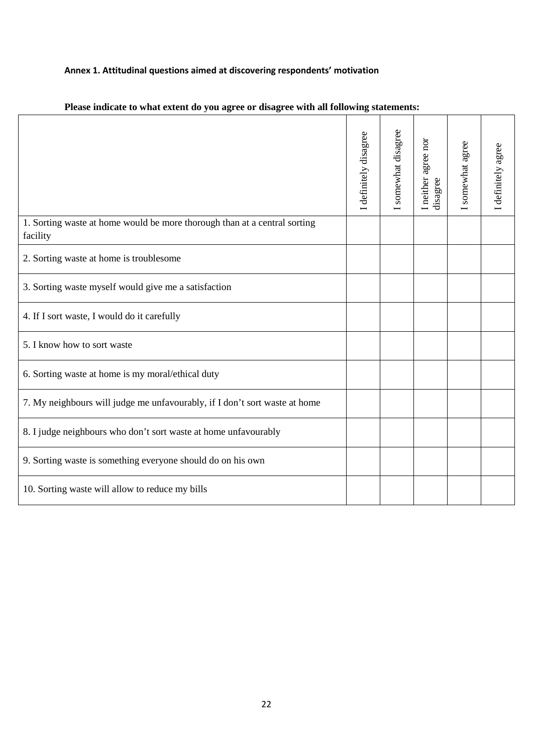**Annex 1. Attitudinal questions aimed at discovering respondents' motivation**

**Please indicate to what extent do you agree or disagree with all following statements:**

| | I definitely disagree | I somewhat disagree | I neither agree nor disagree | I somewhat agree | I definitely agree |
|---|---|---|---|---|---|
| 1. Sorting waste at home would be more thorough than at a central sorting facility | | | | | |
| 2. Sorting waste at home is troublesome | | | | | |
| 3. Sorting waste myself would give me a satisfaction | | | | | |
| 4. If I sort waste, I would do it carefully | | | | | |
| 5. I know how to sort waste | | | | | |
| 6. Sorting waste at home is my moral/ethical duty | | | | | |
| 7. My neighbours will judge me unfavourably, if I don't sort waste at home | | | | | |
| 8. I judge neighbours who don't sort waste at home unfavourably | | | | | |
| 9. Sorting waste is something everyone should do on his own | | | | | |
| 10. Sorting waste will allow to reduce my bills | | | | | |